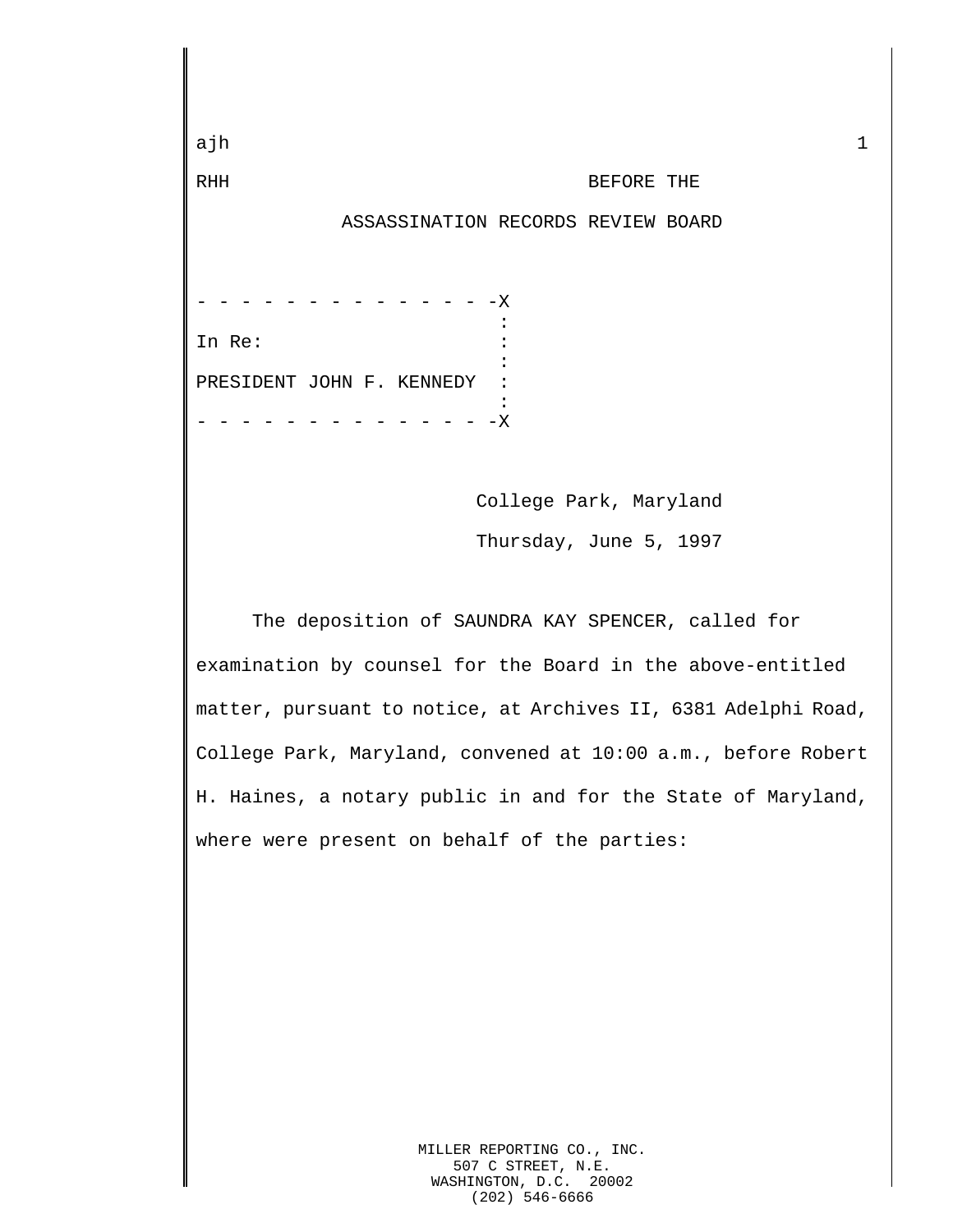ajh

RHH

BEFORE THE

ASSASSINATION RECORDS REVIEW BOARD

```
- - - - - - - - - - - - - - -X
                             :
In Re:                       :
                             :
PRESIDENT JOHN F. KENNEDY    :
                             :
- - - - - - - - - - - - - - -X
```

College Park, Maryland

Thursday, June 5, 1997

The deposition of SAUNDRA KAY SPENCER, called for examination by counsel for the Board in the above-entitled matter, pursuant to notice, at Archives II, 6381 Adelphi Road, College Park, Maryland, convened at 10:00 a.m., before Robert H. Haines, a notary public in and for the State of Maryland, where were present on behalf of the parties:

MILLER REPORTING CO., INC.
507 C STREET, N.E.
WASHINGTON, D.C. 20002
(202) 546-6666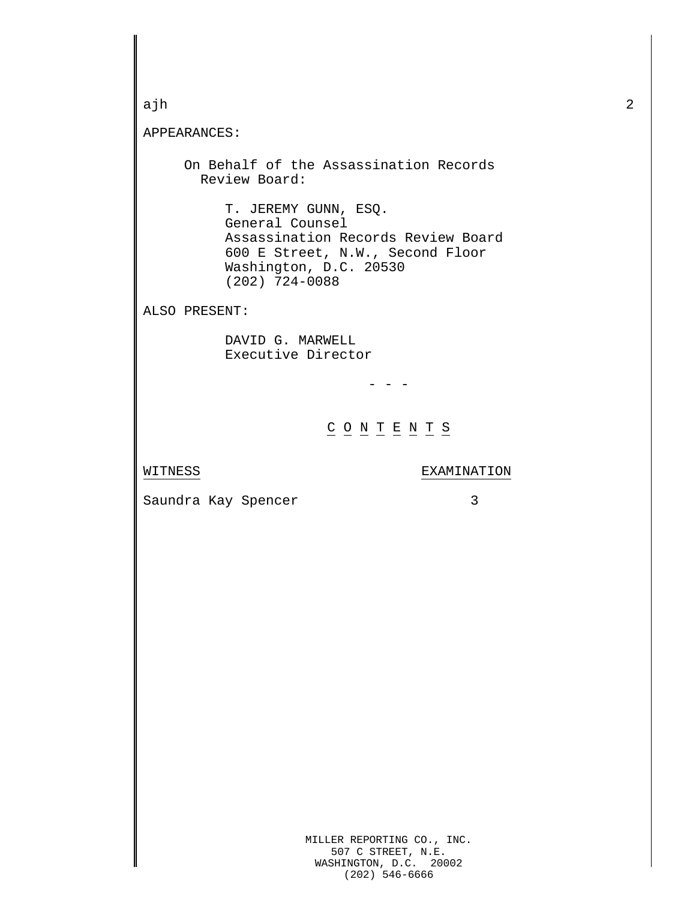APPEARANCES:

On Behalf of the Assassination Records Review Board:

T. JEREMY GUNN, ESQ.
General Counsel
Assassination Records Review Board
600 E Street, N.W., Second Floor
Washington, D.C. 20530
(202) 724-0088

ALSO PRESENT:

DAVID G. MARWELL
Executive Director

- - -

## C O N T E N T S

| WITNESS | EXAMINATION |
|---|---|
| Saundra Kay Spencer | 3 |

MILLER REPORTING CO., INC.
507 C STREET, N.E.
WASHINGTON, D.C. 20002
(202) 546-6666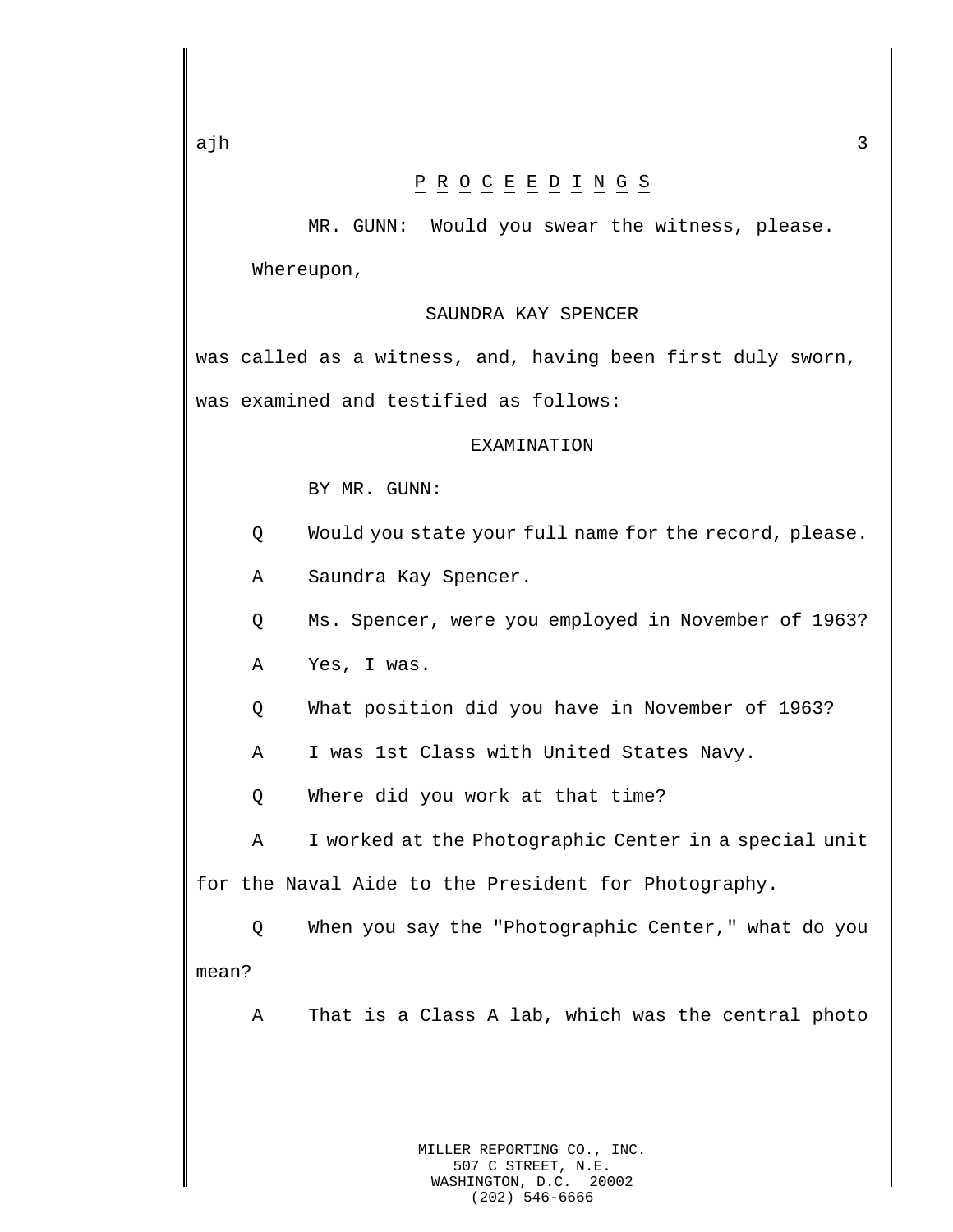## P R O C E E D I N G S

MR. GUNN: Would you swear the witness, please.

Whereupon,

SAUNDRA KAY SPENCER

was called as a witness, and, having been first duly sworn, was examined and testified as follows:

EXAMINATION

BY MR. GUNN:

Q Would you state your full name for the record, please.

A Saundra Kay Spencer.

Q Ms. Spencer, were you employed in November of 1963?

A Yes, I was.

Q What position did you have in November of 1963?

A I was 1st Class with United States Navy.

Q Where did you work at that time?

A I worked at the Photographic Center in a special unit for the Naval Aide to the President for Photography.

Q When you say the "Photographic Center," what do you mean?

A That is a Class A lab, which was the central photo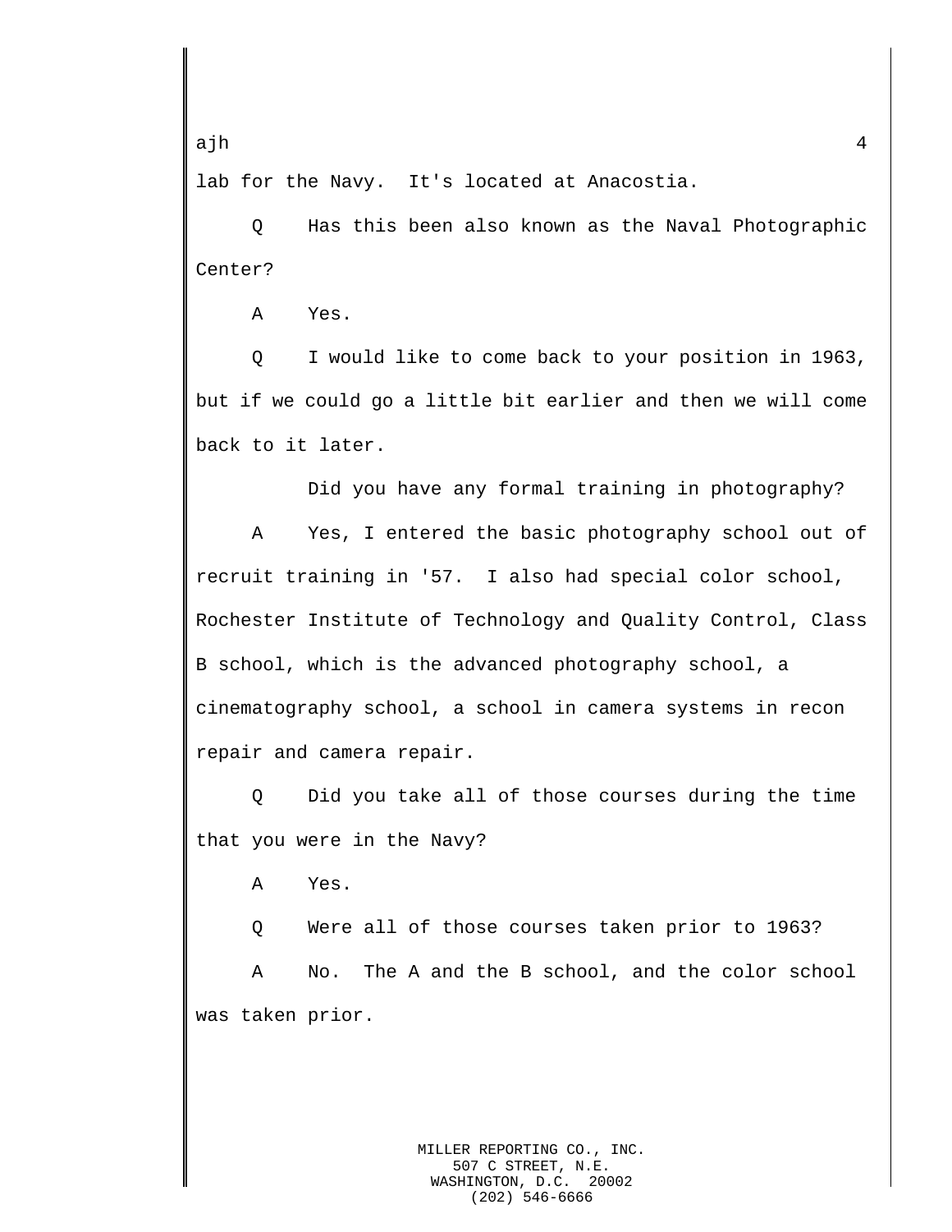lab for the Navy. It's located at Anacostia.

Q Has this been also known as the Naval Photographic Center?

A Yes.

Q I would like to come back to your position in 1963, but if we could go a little bit earlier and then we will come back to it later.

Did you have any formal training in photography?

A Yes, I entered the basic photography school out of recruit training in '57. I also had special color school, Rochester Institute of Technology and Quality Control, Class B school, which is the advanced photography school, a cinematography school, a school in camera systems in recon repair and camera repair.

Q Did you take all of those courses during the time that you were in the Navy?

A Yes.

Q Were all of those courses taken prior to 1963?

A No. The A and the B school, and the color school was taken prior.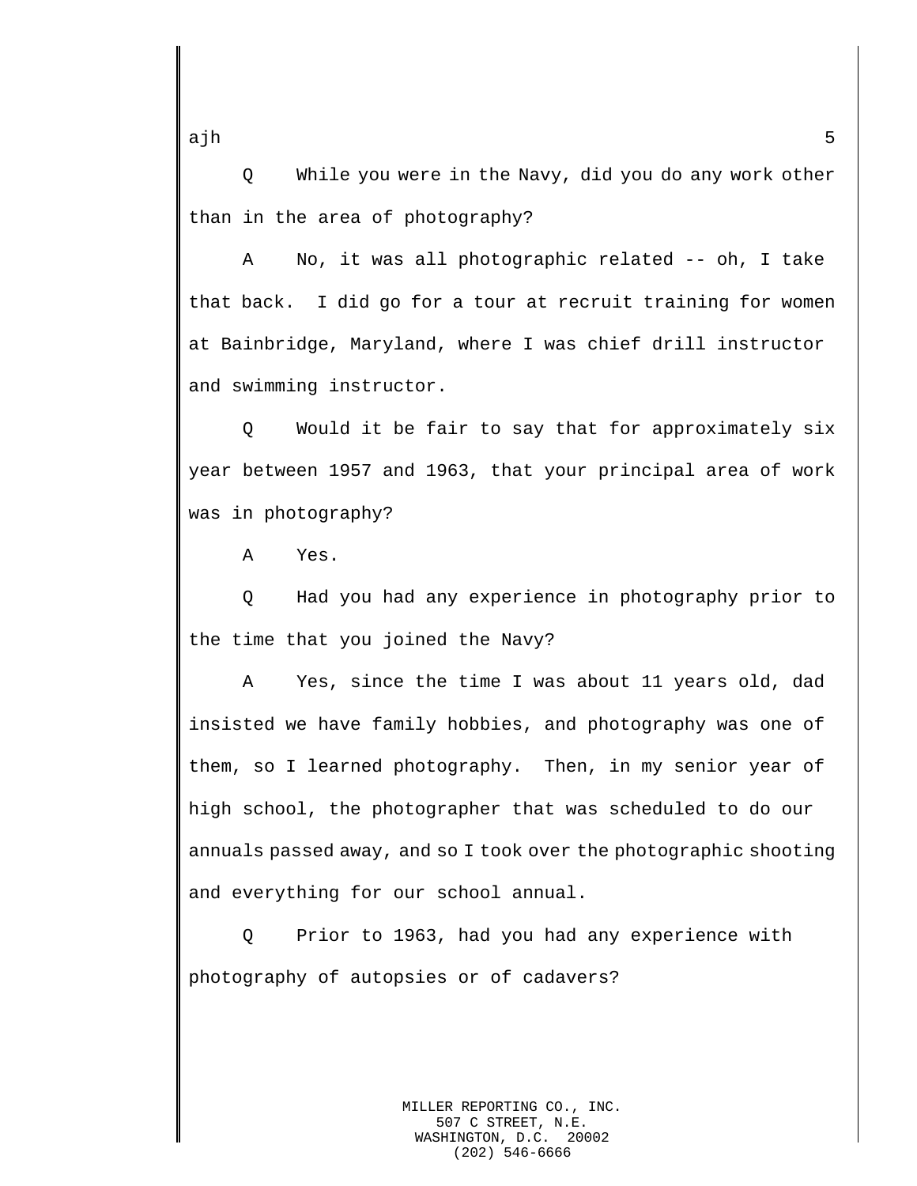Q While you were in the Navy, did you do any work other than in the area of photography?

A No, it was all photographic related -- oh, I take that back. I did go for a tour at recruit training for women at Bainbridge, Maryland, where I was chief drill instructor and swimming instructor.

Q Would it be fair to say that for approximately six year between 1957 and 1963, that your principal area of work was in photography?

A Yes.

Q Had you had any experience in photography prior to the time that you joined the Navy?

A Yes, since the time I was about 11 years old, dad insisted we have family hobbies, and photography was one of them, so I learned photography. Then, in my senior year of high school, the photographer that was scheduled to do our annuals passed away, and so I took over the photographic shooting and everything for our school annual.

Q Prior to 1963, had you had any experience with photography of autopsies or of cadavers?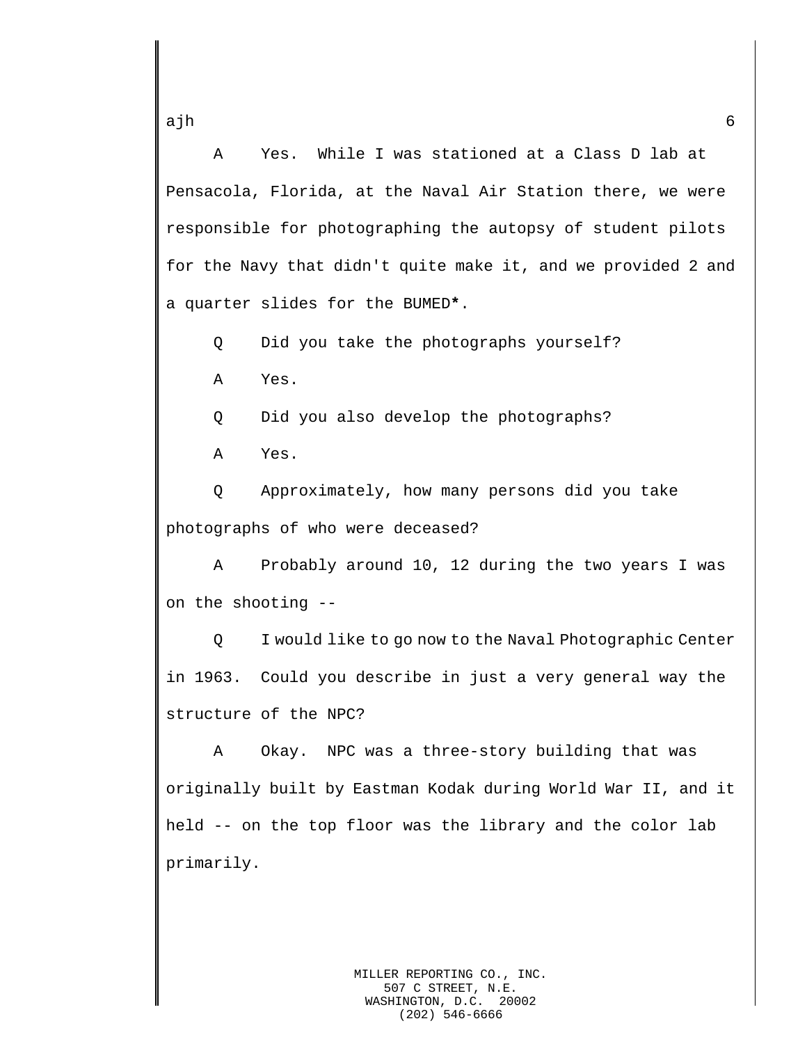A Yes. While I was stationed at a Class D lab at Pensacola, Florida, at the Naval Air Station there, we were responsible for photographing the autopsy of student pilots for the Navy that didn't quite make it, and we provided 2 and a quarter slides for the BUMED**\***.

Q Did you take the photographs yourself?

A Yes.

Q Did you also develop the photographs?

A Yes.

Q Approximately, how many persons did you take photographs of who were deceased?

A Probably around 10, 12 during the two years I was on the shooting --

Q I would like to go now to the Naval Photographic Center in 1963. Could you describe in just a very general way the structure of the NPC?

A Okay. NPC was a three-story building that was originally built by Eastman Kodak during World War II, and it held -- on the top floor was the library and the color lab primarily.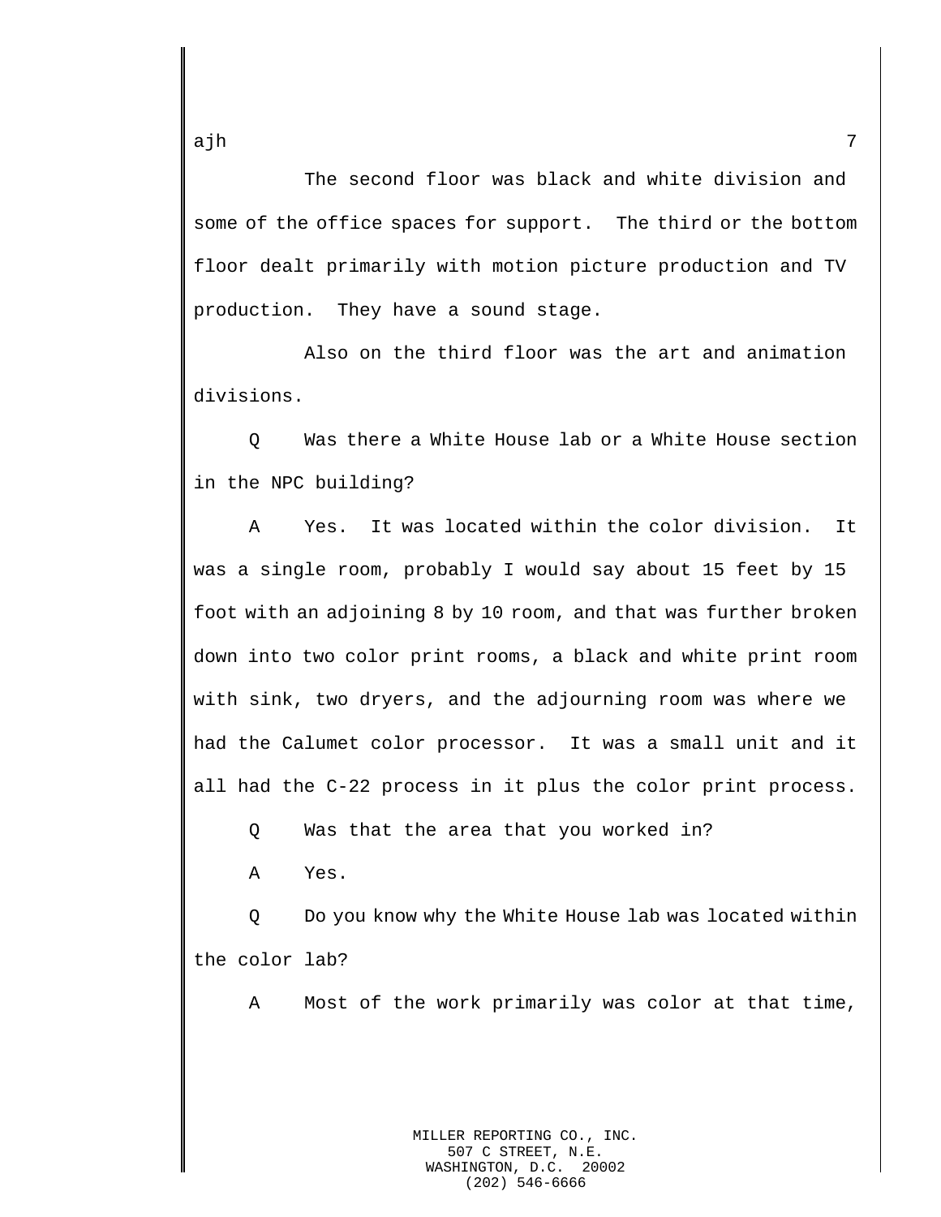The second floor was black and white division and some of the office spaces for support. The third or the bottom floor dealt primarily with motion picture production and TV production. They have a sound stage.

Also on the third floor was the art and animation divisions.

Q Was there a White House lab or a White House section in the NPC building?

A Yes. It was located within the color division. It was a single room, probably I would say about 15 feet by 15 foot with an adjoining 8 by 10 room, and that was further broken down into two color print rooms, a black and white print room with sink, two dryers, and the adjourning room was where we had the Calumet color processor. It was a small unit and it all had the C-22 process in it plus the color print process.

Q Was that the area that you worked in?

A Yes.

Q Do you know why the White House lab was located within the color lab?

A Most of the work primarily was color at that time,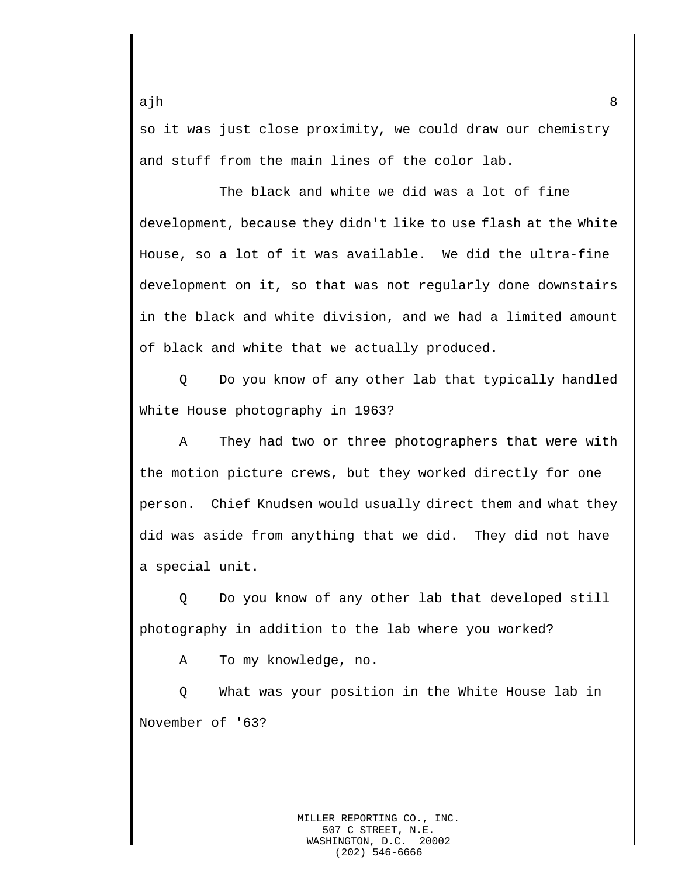so it was just close proximity, we could draw our chemistry and stuff from the main lines of the color lab.

The black and white we did was a lot of fine development, because they didn't like to use flash at the White House, so a lot of it was available.  We did the ultra-fine development on it, so that was not regularly done downstairs in the black and white division, and we had a limited amount of black and white that we actually produced.

Q     Do you know of any other lab that typically handled White House photography in 1963?

A     They had two or three photographers that were with the motion picture crews, but they worked directly for one person.  Chief Knudsen would usually direct them and what they did was aside from anything that we did.  They did not have a special unit.

Q     Do you know of any other lab that developed still photography in addition to the lab where you worked?

A     To my knowledge, no.

Q     What was your position in the White House lab in November of '63?

MILLER REPORTING CO., INC.
507 C STREET, N.E.
WASHINGTON, D.C.  20002
(202) 546-6666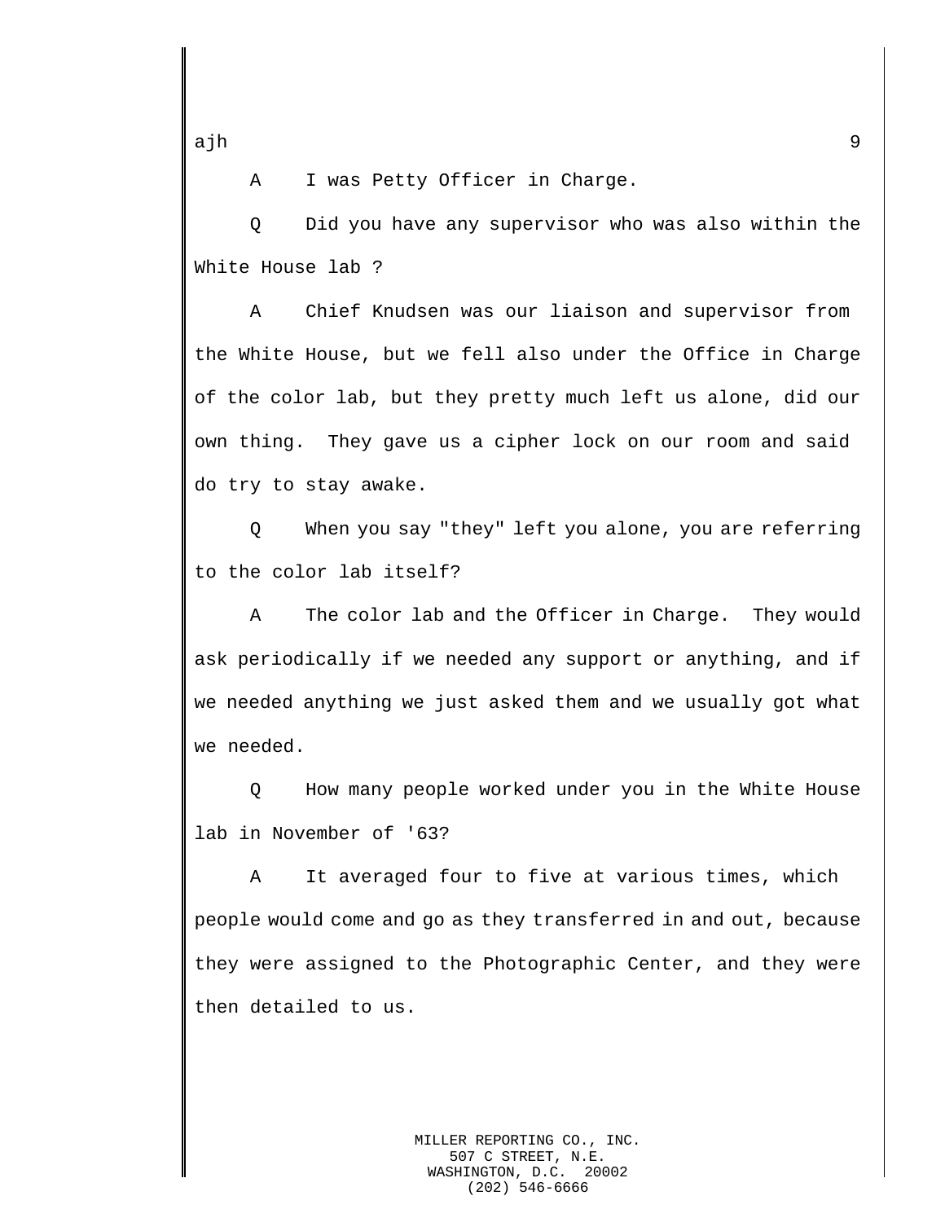A I was Petty Officer in Charge.

Q Did you have any supervisor who was also within the White House lab ?

A Chief Knudsen was our liaison and supervisor from the White House, but we fell also under the Office in Charge of the color lab, but they pretty much left us alone, did our own thing. They gave us a cipher lock on our room and said do try to stay awake.

Q When you say "they" left you alone, you are referring to the color lab itself?

A The color lab and the Officer in Charge. They would ask periodically if we needed any support or anything, and if we needed anything we just asked them and we usually got what we needed.

Q How many people worked under you in the White House lab in November of '63?

A It averaged four to five at various times, which people would come and go as they transferred in and out, because they were assigned to the Photographic Center, and they were then detailed to us.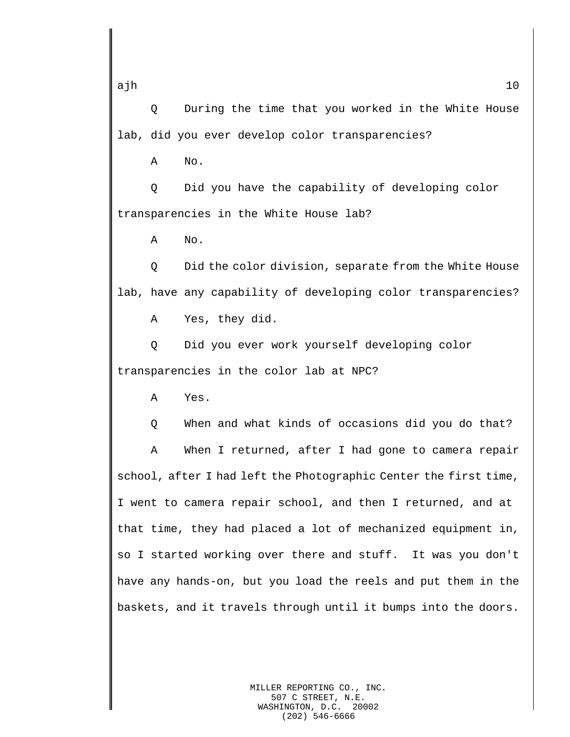Q During the time that you worked in the White House lab, did you ever develop color transparencies?

A No.

Q Did you have the capability of developing color transparencies in the White House lab?

A No.

Q Did the color division, separate from the White House lab, have any capability of developing color transparencies?

A Yes, they did.

Q Did you ever work yourself developing color transparencies in the color lab at NPC?

A Yes.

Q When and what kinds of occasions did you do that?

A When I returned, after I had gone to camera repair school, after I had left the Photographic Center the first time, I went to camera repair school, and then I returned, and at that time, they had placed a lot of mechanized equipment in, so I started working over there and stuff. It was you don't have any hands-on, but you load the reels and put them in the baskets, and it travels through until it bumps into the doors.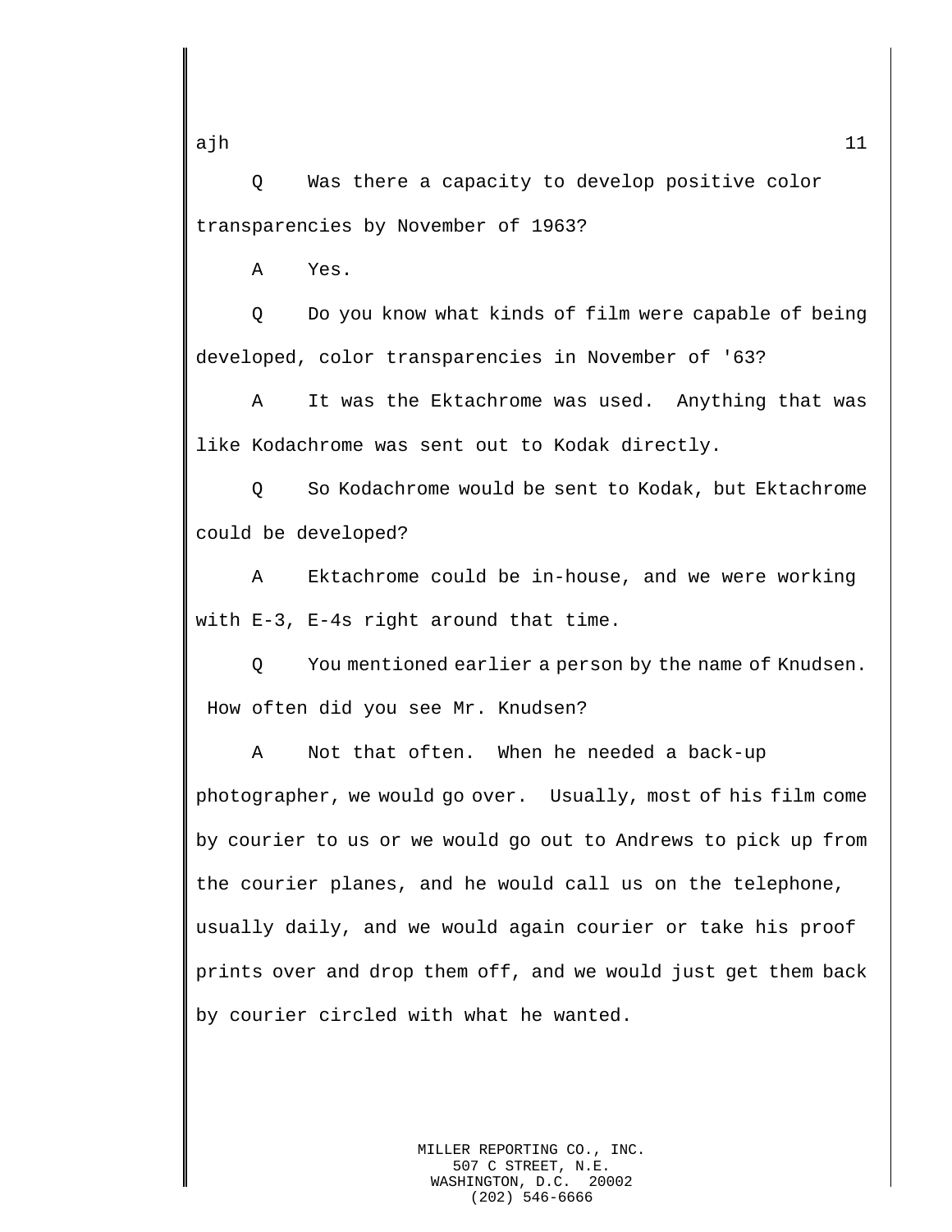Q Was there a capacity to develop positive color transparencies by November of 1963?

A Yes.

Q Do you know what kinds of film were capable of being developed, color transparencies in November of '63?

A It was the Ektachrome was used. Anything that was like Kodachrome was sent out to Kodak directly.

Q So Kodachrome would be sent to Kodak, but Ektachrome could be developed?

A Ektachrome could be in-house, and we were working with E-3, E-4s right around that time.

Q You mentioned earlier a person by the name of Knudsen. How often did you see Mr. Knudsen?

A Not that often. When he needed a back-up photographer, we would go over. Usually, most of his film come by courier to us or we would go out to Andrews to pick up from the courier planes, and he would call us on the telephone, usually daily, and we would again courier or take his proof prints over and drop them off, and we would just get them back by courier circled with what he wanted.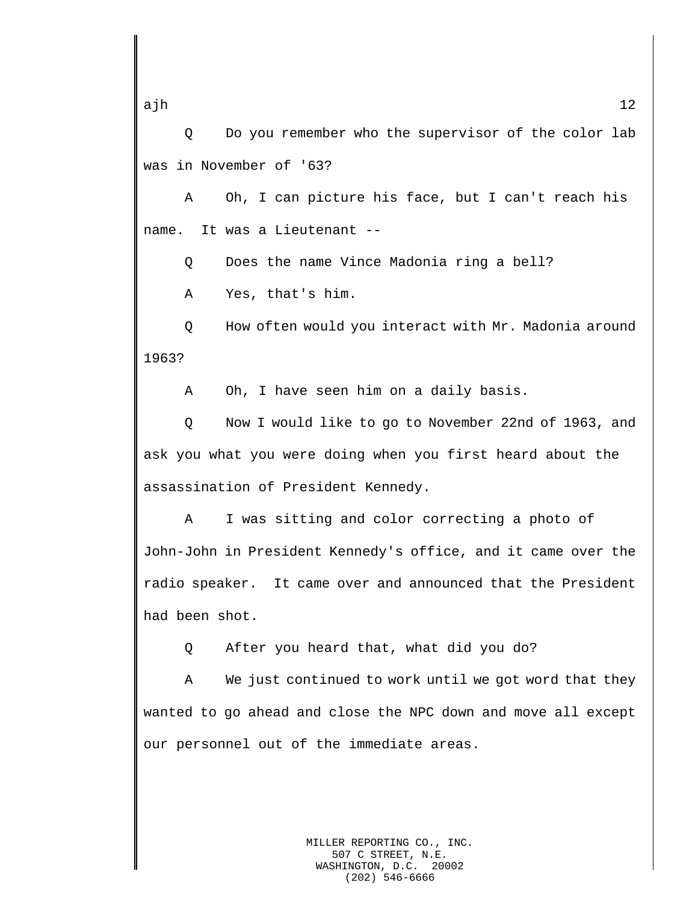Q Do you remember who the supervisor of the color lab was in November of '63?

A Oh, I can picture his face, but I can't reach his name. It was a Lieutenant --

Q Does the name Vince Madonia ring a bell?

A Yes, that's him.

Q How often would you interact with Mr. Madonia around 1963?

A Oh, I have seen him on a daily basis.

Q Now I would like to go to November 22nd of 1963, and ask you what you were doing when you first heard about the assassination of President Kennedy.

A I was sitting and color correcting a photo of John-John in President Kennedy's office, and it came over the radio speaker. It came over and announced that the President had been shot.

Q After you heard that, what did you do?

A We just continued to work until we got word that they wanted to go ahead and close the NPC down and move all except our personnel out of the immediate areas.

MILLER REPORTING CO., INC.
507 C STREET, N.E.
WASHINGTON, D.C. 20002
(202) 546-6666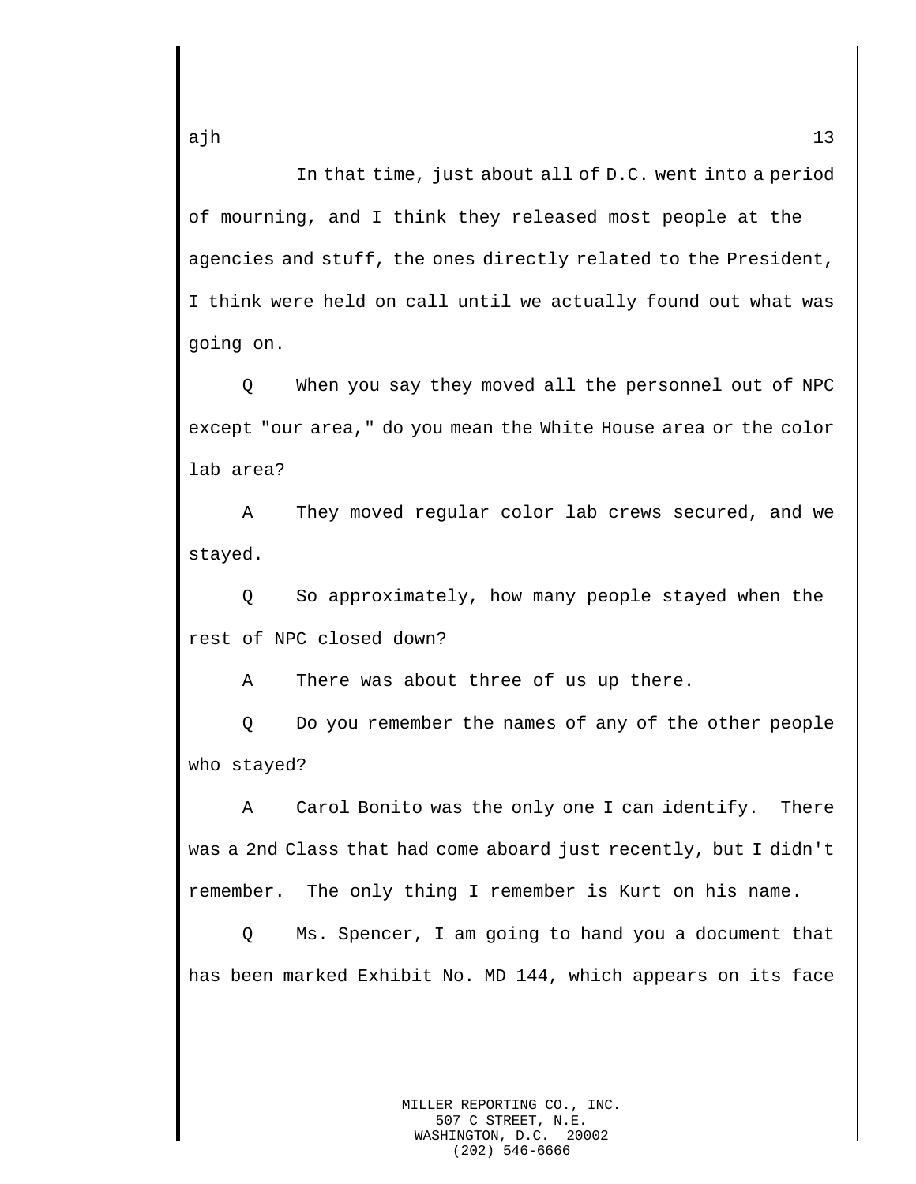In that time, just about all of D.C. went into a period of mourning, and I think they released most people at the agencies and stuff, the ones directly related to the President, I think were held on call until we actually found out what was going on.

Q When you say they moved all the personnel out of NPC except "our area," do you mean the White House area or the color lab area?

A They moved regular color lab crews secured, and we stayed.

Q So approximately, how many people stayed when the rest of NPC closed down?

A There was about three of us up there.

Q Do you remember the names of any of the other people who stayed?

A Carol Bonito was the only one I can identify. There was a 2nd Class that had come aboard just recently, but I didn't remember. The only thing I remember is Kurt on his name.

Q Ms. Spencer, I am going to hand you a document that has been marked Exhibit No. MD 144, which appears on its face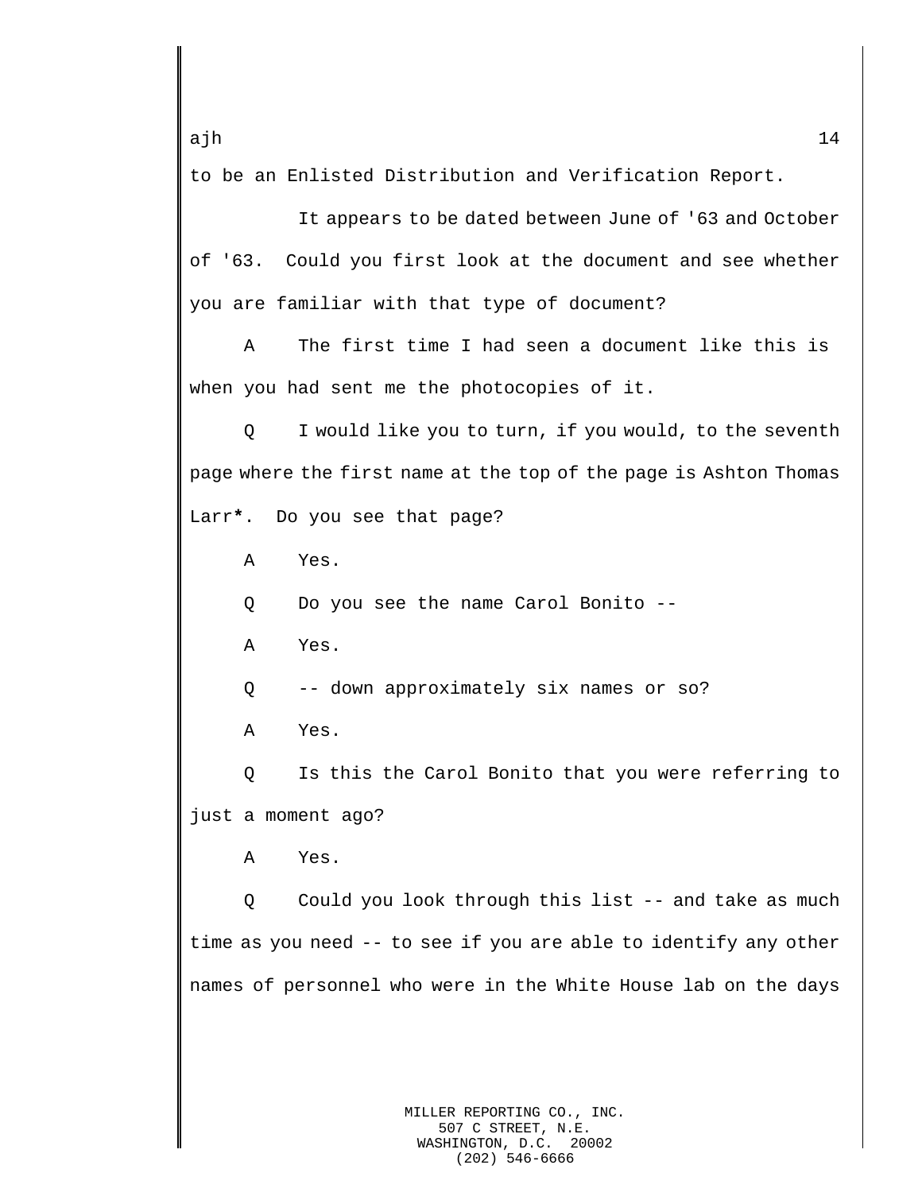to be an Enlisted Distribution and Verification Report.

It appears to be dated between June of '63 and October of '63. Could you first look at the document and see whether you are familiar with that type of document?

A The first time I had seen a document like this is when you had sent me the photocopies of it.

Q I would like you to turn, if you would, to the seventh page where the first name at the top of the page is Ashton Thomas Larr*. Do you see that page?

A Yes.

Q Do you see the name Carol Bonito --

A Yes.

Q -- down approximately six names or so?

A Yes.

Q Is this the Carol Bonito that you were referring to just a moment ago?

A Yes.

Q Could you look through this list -- and take as much time as you need -- to see if you are able to identify any other names of personnel who were in the White House lab on the days

MILLER REPORTING CO., INC.
507 C STREET, N.E.
WASHINGTON, D.C. 20002
(202) 546-6666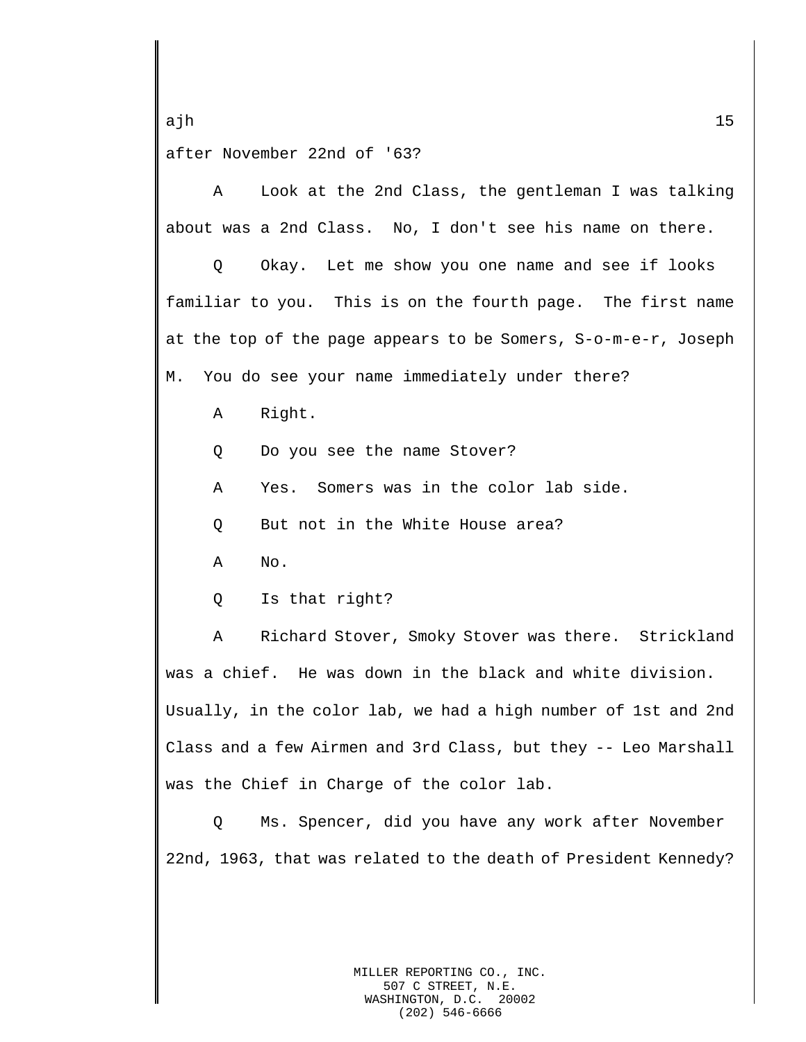after November 22nd of '63?

A    Look at the 2nd Class, the gentleman I was talking about was a 2nd Class.  No, I don't see his name on there.

Q    Okay.  Let me show you one name and see if looks familiar to you.  This is on the fourth page.  The first name at the top of the page appears to be Somers, S-o-m-e-r, Joseph M.  You do see your name immediately under there?

A    Right.

Q    Do you see the name Stover?

A    Yes.  Somers was in the color lab side.

Q    But not in the White House area?

A    No.

Q    Is that right?

A    Richard Stover, Smoky Stover was there.  Strickland was a chief.  He was down in the black and white division. Usually, in the color lab, we had a high number of 1st and 2nd Class and a few Airmen and 3rd Class, but they -- Leo Marshall was the Chief in Charge of the color lab.

Q    Ms. Spencer, did you have any work after November 22nd, 1963, that was related to the death of President Kennedy?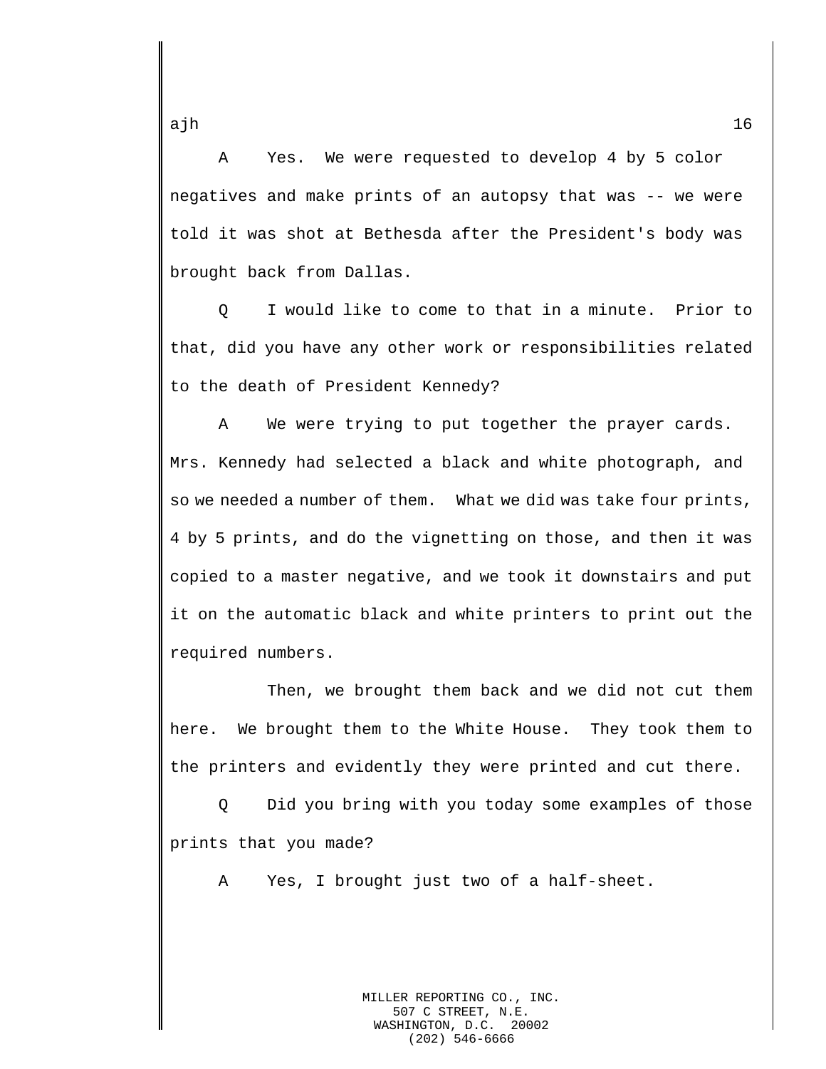A Yes. We were requested to develop 4 by 5 color negatives and make prints of an autopsy that was -- we were told it was shot at Bethesda after the President's body was brought back from Dallas.

Q I would like to come to that in a minute. Prior to that, did you have any other work or responsibilities related to the death of President Kennedy?

A We were trying to put together the prayer cards. Mrs. Kennedy had selected a black and white photograph, and so we needed a number of them. What we did was take four prints, 4 by 5 prints, and do the vignetting on those, and then it was copied to a master negative, and we took it downstairs and put it on the automatic black and white printers to print out the required numbers.

Then, we brought them back and we did not cut them here. We brought them to the White House. They took them to the printers and evidently they were printed and cut there.

Q Did you bring with you today some examples of those prints that you made?

A Yes, I brought just two of a half-sheet.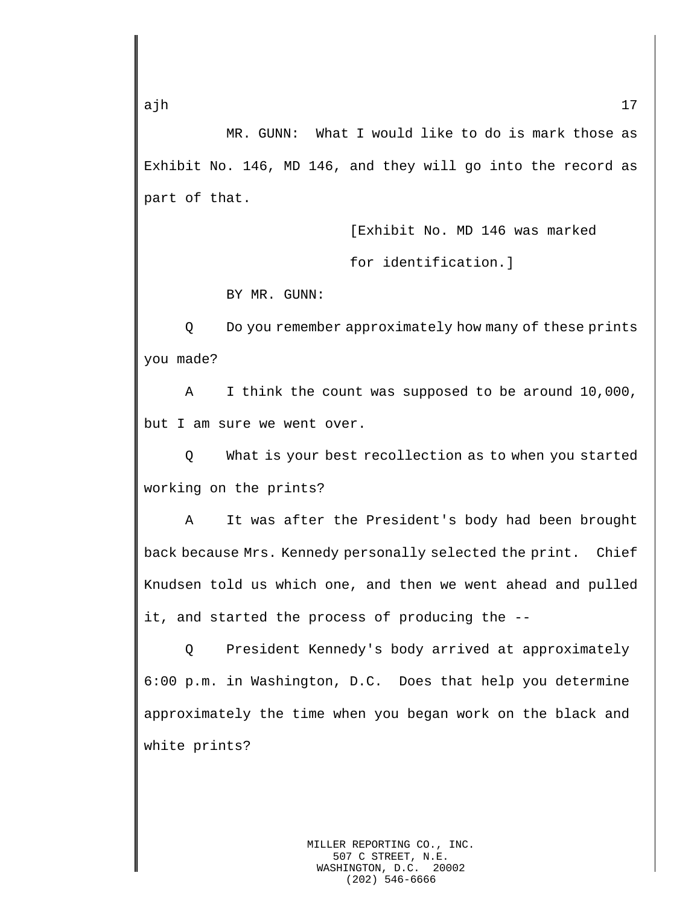MR. GUNN: What I would like to do is mark those as Exhibit No. 146, MD 146, and they will go into the record as part of that.

[Exhibit No. MD 146 was marked for identification.]

BY MR. GUNN:

Q Do you remember approximately how many of these prints you made?

A I think the count was supposed to be around 10,000, but I am sure we went over.

Q What is your best recollection as to when you started working on the prints?

A It was after the President's body had been brought back because Mrs. Kennedy personally selected the print. Chief Knudsen told us which one, and then we went ahead and pulled it, and started the process of producing the --

Q President Kennedy's body arrived at approximately 6:00 p.m. in Washington, D.C. Does that help you determine approximately the time when you began work on the black and white prints?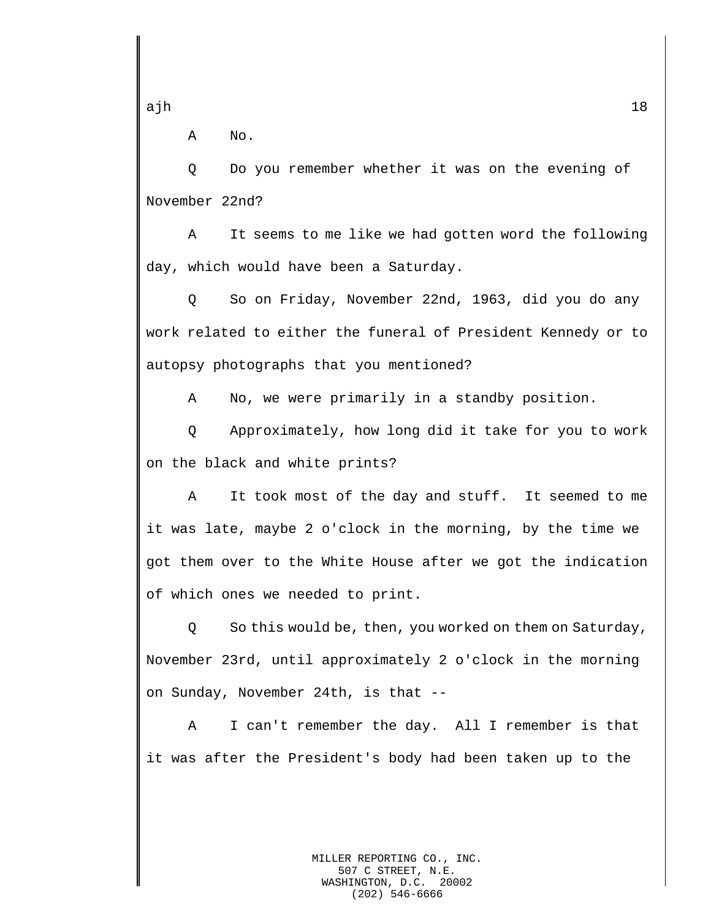A No.

Q Do you remember whether it was on the evening of November 22nd?

A It seems to me like we had gotten word the following day, which would have been a Saturday.

Q So on Friday, November 22nd, 1963, did you do any work related to either the funeral of President Kennedy or to autopsy photographs that you mentioned?

A No, we were primarily in a standby position.

Q Approximately, how long did it take for you to work on the black and white prints?

A It took most of the day and stuff. It seemed to me it was late, maybe 2 o'clock in the morning, by the time we got them over to the White House after we got the indication of which ones we needed to print.

Q So this would be, then, you worked on them on Saturday, November 23rd, until approximately 2 o'clock in the morning on Sunday, November 24th, is that --

A I can't remember the day. All I remember is that it was after the President's body had been taken up to the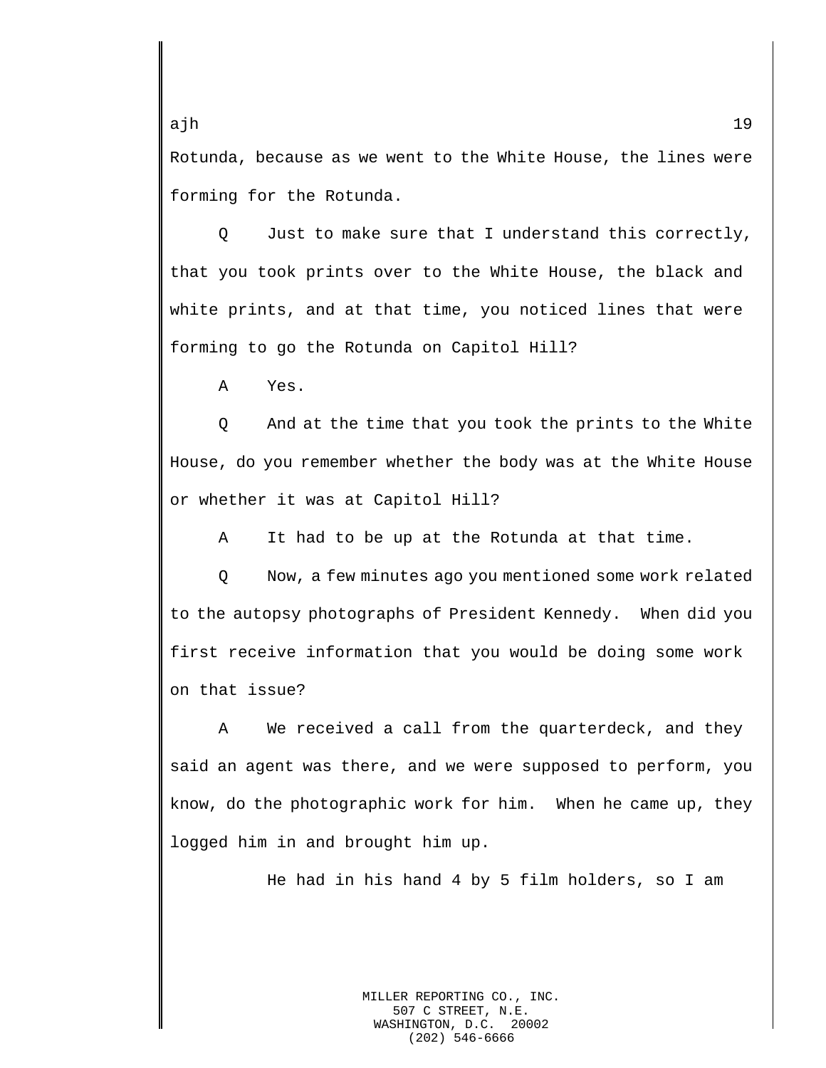Rotunda, because as we went to the White House, the lines were forming for the Rotunda.

Q Just to make sure that I understand this correctly, that you took prints over to the White House, the black and white prints, and at that time, you noticed lines that were forming to go the Rotunda on Capitol Hill?

A Yes.

Q And at the time that you took the prints to the White House, do you remember whether the body was at the White House or whether it was at Capitol Hill?

A It had to be up at the Rotunda at that time.

Q Now, a few minutes ago you mentioned some work related to the autopsy photographs of President Kennedy. When did you first receive information that you would be doing some work on that issue?

A We received a call from the quarterdeck, and they said an agent was there, and we were supposed to perform, you know, do the photographic work for him. When he came up, they logged him in and brought him up.

He had in his hand 4 by 5 film holders, so I am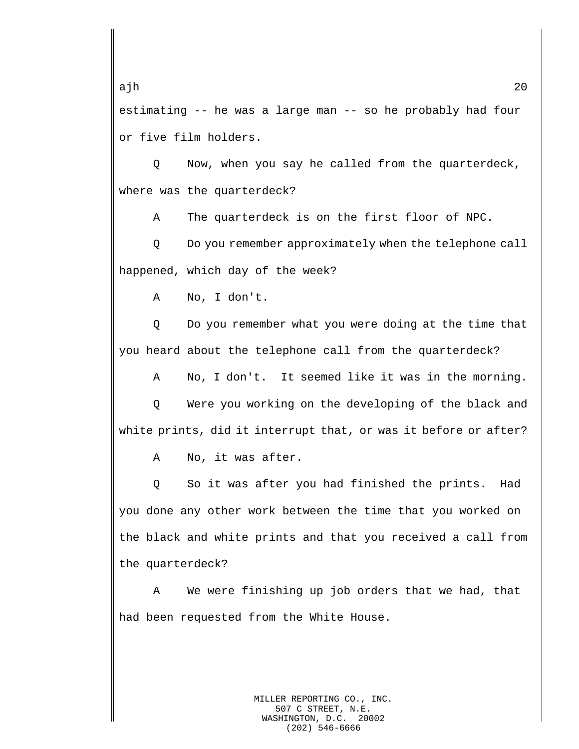estimating -- he was a large man -- so he probably had four or five film holders.

Q Now, when you say he called from the quarterdeck, where was the quarterdeck?

A The quarterdeck is on the first floor of NPC.

Q Do you remember approximately when the telephone call happened, which day of the week?

A No, I don't.

Q Do you remember what you were doing at the time that you heard about the telephone call from the quarterdeck?

A No, I don't. It seemed like it was in the morning.

Q Were you working on the developing of the black and white prints, did it interrupt that, or was it before or after?

A No, it was after.

Q So it was after you had finished the prints. Had you done any other work between the time that you worked on the black and white prints and that you received a call from the quarterdeck?

A We were finishing up job orders that we had, that had been requested from the White House.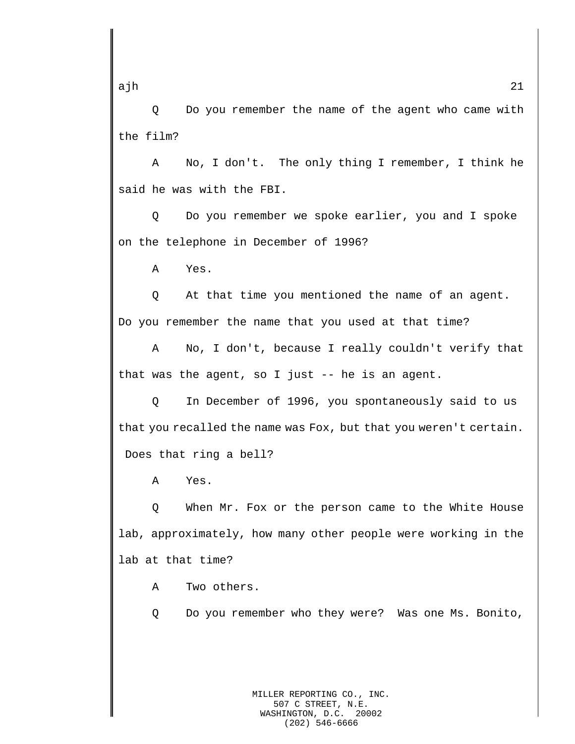Q Do you remember the name of the agent who came with the film?

A No, I don't. The only thing I remember, I think he said he was with the FBI.

Q Do you remember we spoke earlier, you and I spoke on the telephone in December of 1996?

A Yes.

Q At that time you mentioned the name of an agent. Do you remember the name that you used at that time?

A No, I don't, because I really couldn't verify that that was the agent, so I just -- he is an agent.

Q In December of 1996, you spontaneously said to us that you recalled the name was Fox, but that you weren't certain. Does that ring a bell?

A Yes.

Q When Mr. Fox or the person came to the White House lab, approximately, how many other people were working in the lab at that time?

A Two others.

Q Do you remember who they were? Was one Ms. Bonito,

MILLER REPORTING CO., INC.
507 C STREET, N.E.
WASHINGTON, D.C. 20002
(202) 546-6666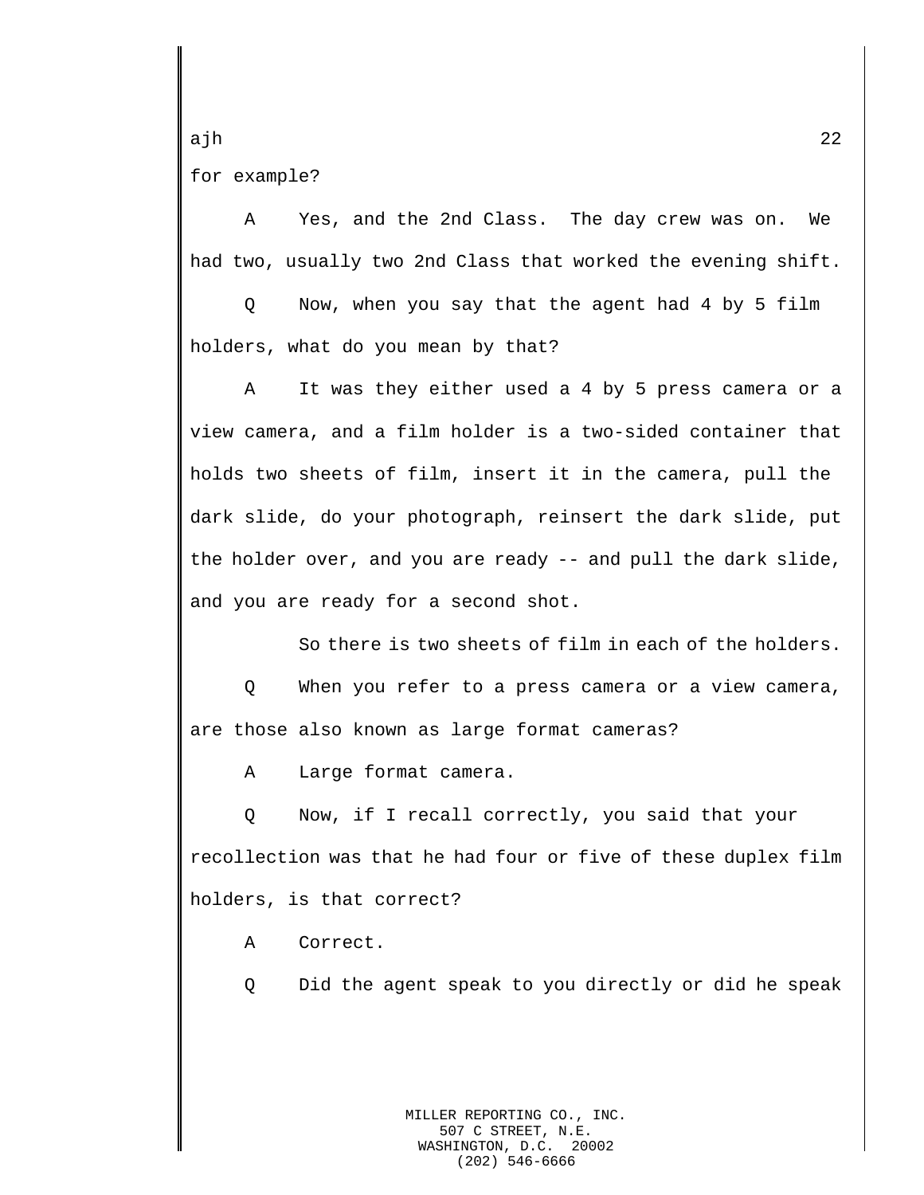for example?

A Yes, and the 2nd Class. The day crew was on. We had two, usually two 2nd Class that worked the evening shift.

Q Now, when you say that the agent had 4 by 5 film holders, what do you mean by that?

A It was they either used a 4 by 5 press camera or a view camera, and a film holder is a two-sided container that holds two sheets of film, insert it in the camera, pull the dark slide, do your photograph, reinsert the dark slide, put the holder over, and you are ready -- and pull the dark slide, and you are ready for a second shot.

So there is two sheets of film in each of the holders.

Q When you refer to a press camera or a view camera, are those also known as large format cameras?

A Large format camera.

Q Now, if I recall correctly, you said that your recollection was that he had four or five of these duplex film holders, is that correct?

A Correct.

Q Did the agent speak to you directly or did he speak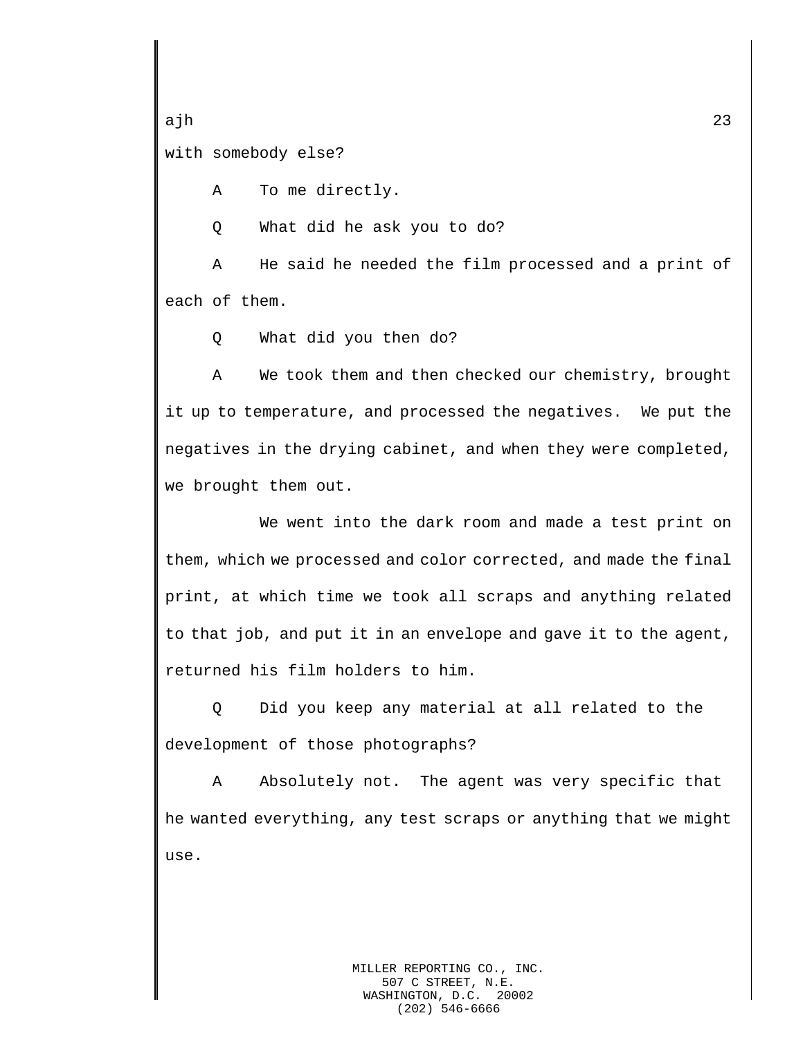with somebody else?

A To me directly.

Q What did he ask you to do?

A He said he needed the film processed and a print of each of them.

Q What did you then do?

A We took them and then checked our chemistry, brought it up to temperature, and processed the negatives. We put the negatives in the drying cabinet, and when they were completed, we brought them out.

We went into the dark room and made a test print on them, which we processed and color corrected, and made the final print, at which time we took all scraps and anything related to that job, and put it in an envelope and gave it to the agent, returned his film holders to him.

Q Did you keep any material at all related to the development of those photographs?

A Absolutely not. The agent was very specific that he wanted everything, any test scraps or anything that we might use.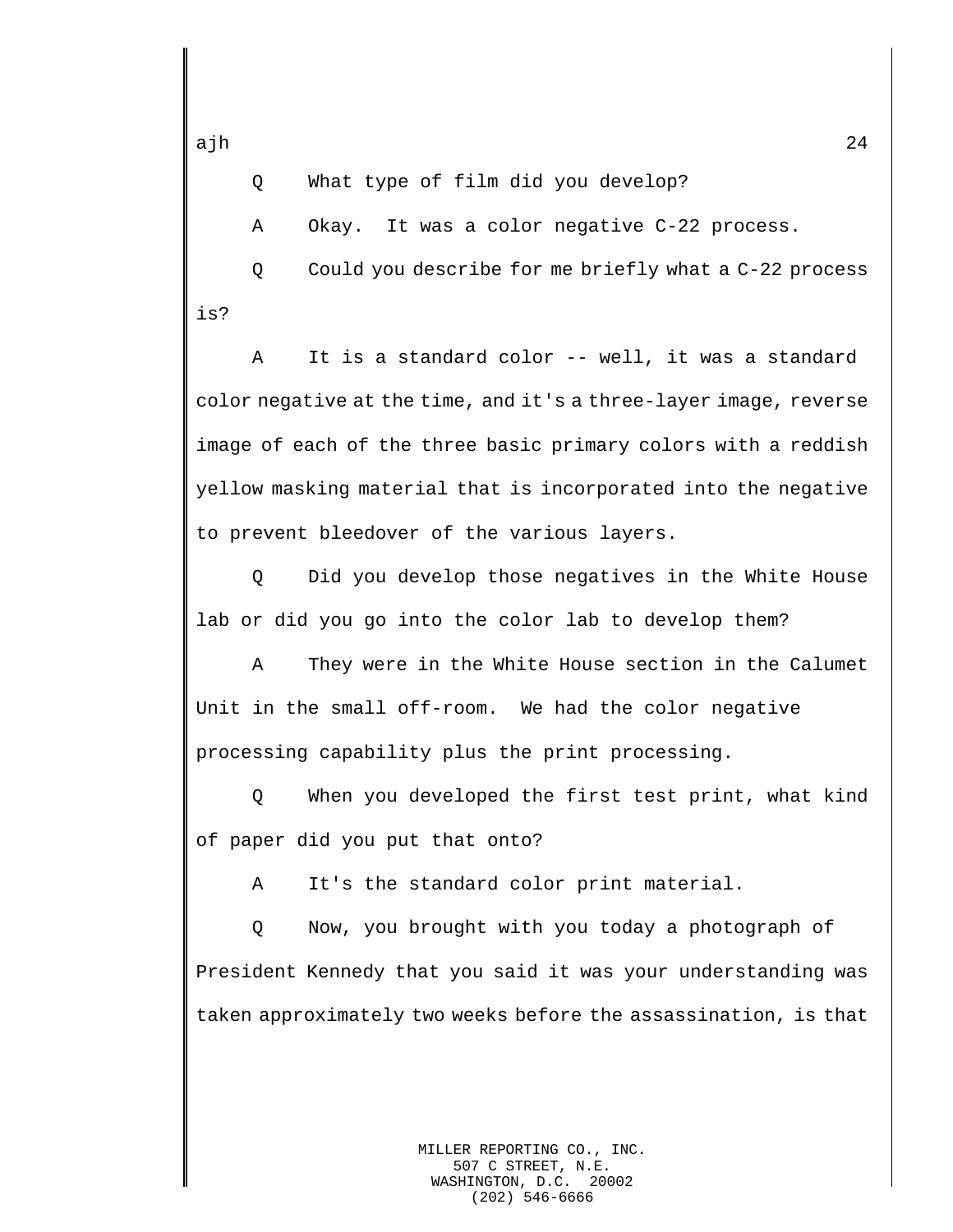Q What type of film did you develop?

A Okay. It was a color negative C-22 process.

Q Could you describe for me briefly what a C-22 process is?

A It is a standard color -- well, it was a standard color negative at the time, and it's a three-layer image, reverse image of each of the three basic primary colors with a reddish yellow masking material that is incorporated into the negative to prevent bleedover of the various layers.

Q Did you develop those negatives in the White House lab or did you go into the color lab to develop them?

A They were in the White House section in the Calumet Unit in the small off-room. We had the color negative processing capability plus the print processing.

Q When you developed the first test print, what kind of paper did you put that onto?

A It's the standard color print material.

Q Now, you brought with you today a photograph of President Kennedy that you said it was your understanding was taken approximately two weeks before the assassination, is that

MILLER REPORTING CO., INC.
507 C STREET, N.E.
WASHINGTON, D.C. 20002
(202) 546-6666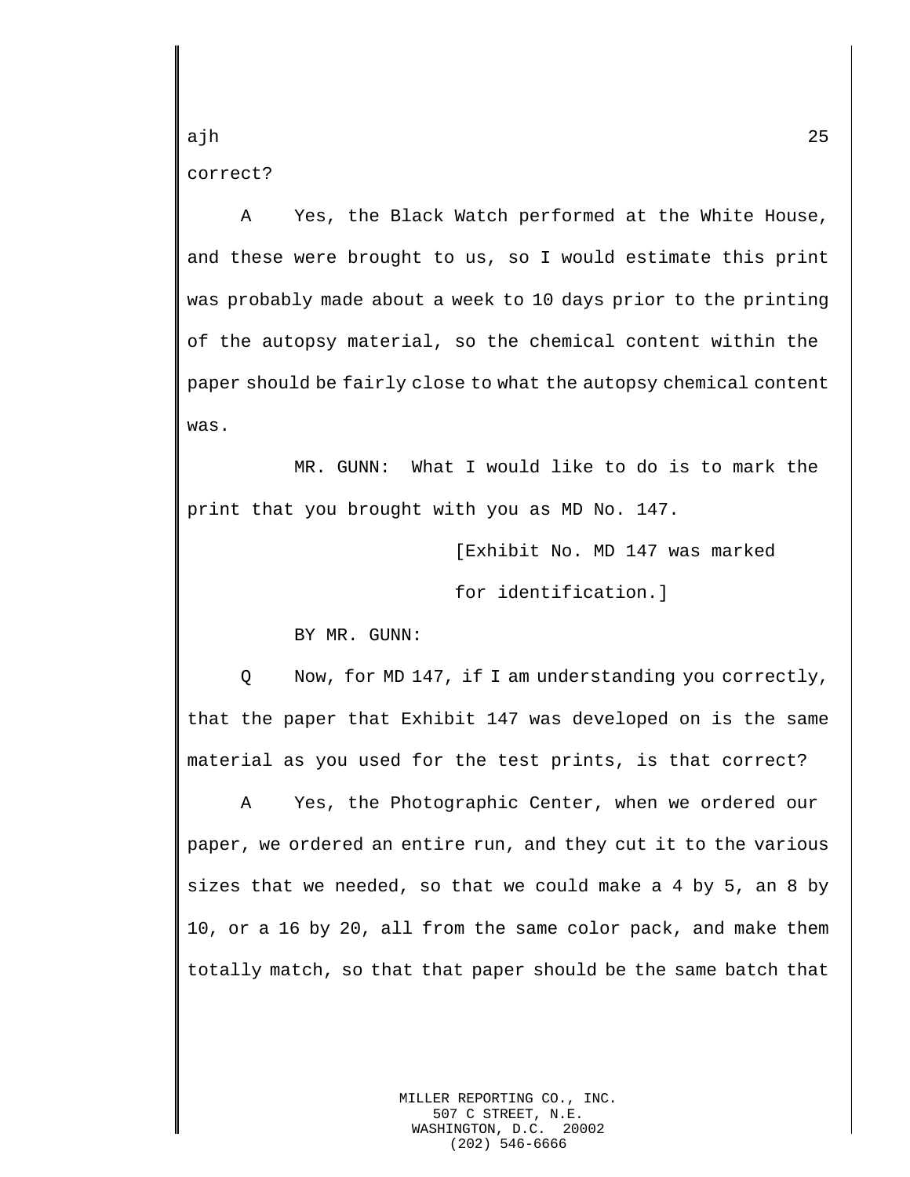correct?

A Yes, the Black Watch performed at the White House, and these were brought to us, so I would estimate this print was probably made about a week to 10 days prior to the printing of the autopsy material, so the chemical content within the paper should be fairly close to what the autopsy chemical content was.

MR. GUNN: What I would like to do is to mark the print that you brought with you as MD No. 147.

[Exhibit No. MD 147 was marked for identification.]

BY MR. GUNN:

Q Now, for MD 147, if I am understanding you correctly, that the paper that Exhibit 147 was developed on is the same material as you used for the test prints, is that correct?

A Yes, the Photographic Center, when we ordered our paper, we ordered an entire run, and they cut it to the various sizes that we needed, so that we could make a 4 by 5, an 8 by 10, or a 16 by 20, all from the same color pack, and make them totally match, so that that paper should be the same batch that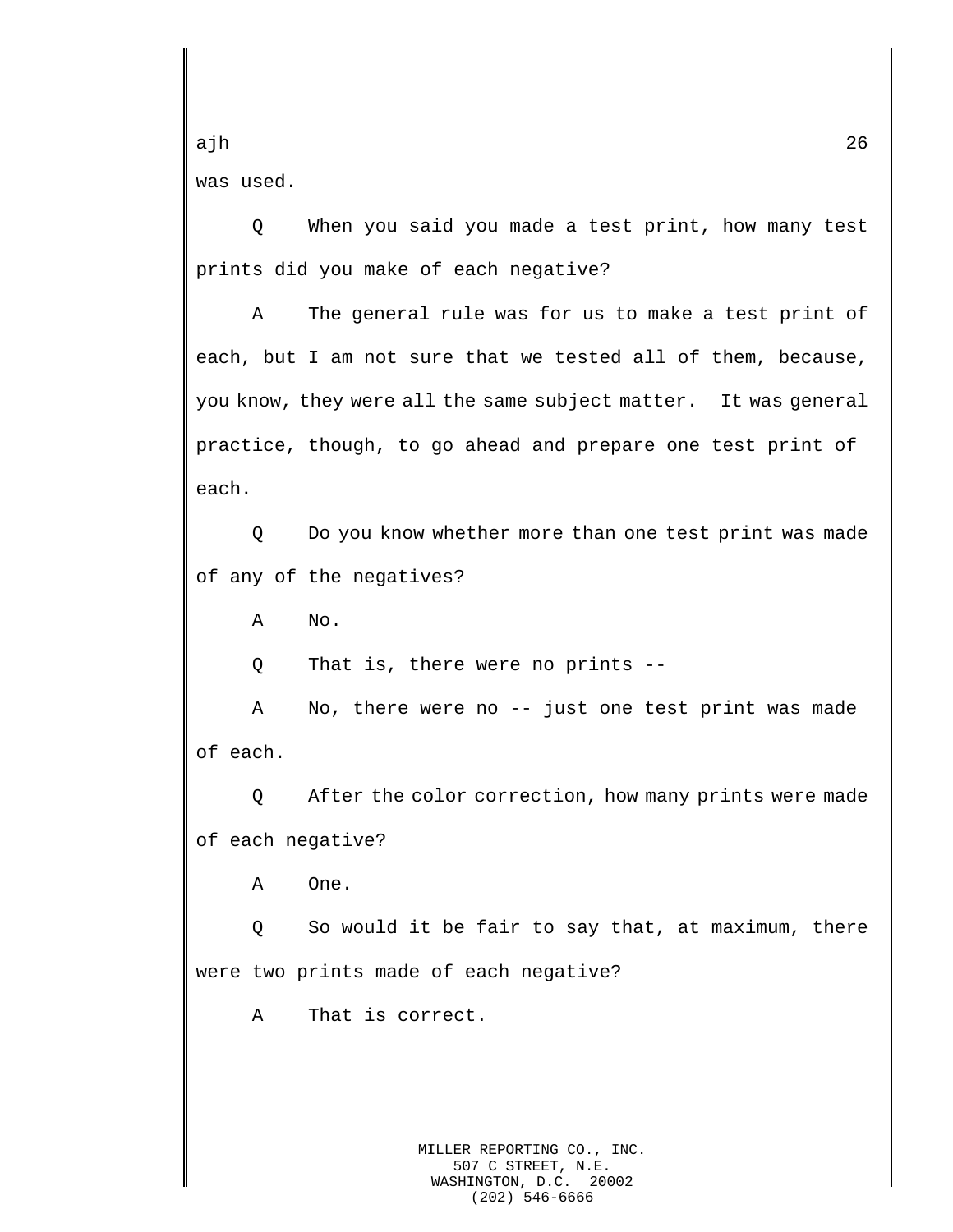was used.

Q When you said you made a test print, how many test prints did you make of each negative?

A The general rule was for us to make a test print of each, but I am not sure that we tested all of them, because, you know, they were all the same subject matter. It was general practice, though, to go ahead and prepare one test print of each.

Q Do you know whether more than one test print was made of any of the negatives?

A No.

Q That is, there were no prints --

A No, there were no -- just one test print was made of each.

Q After the color correction, how many prints were made of each negative?

A One.

Q So would it be fair to say that, at maximum, there were two prints made of each negative?

A That is correct.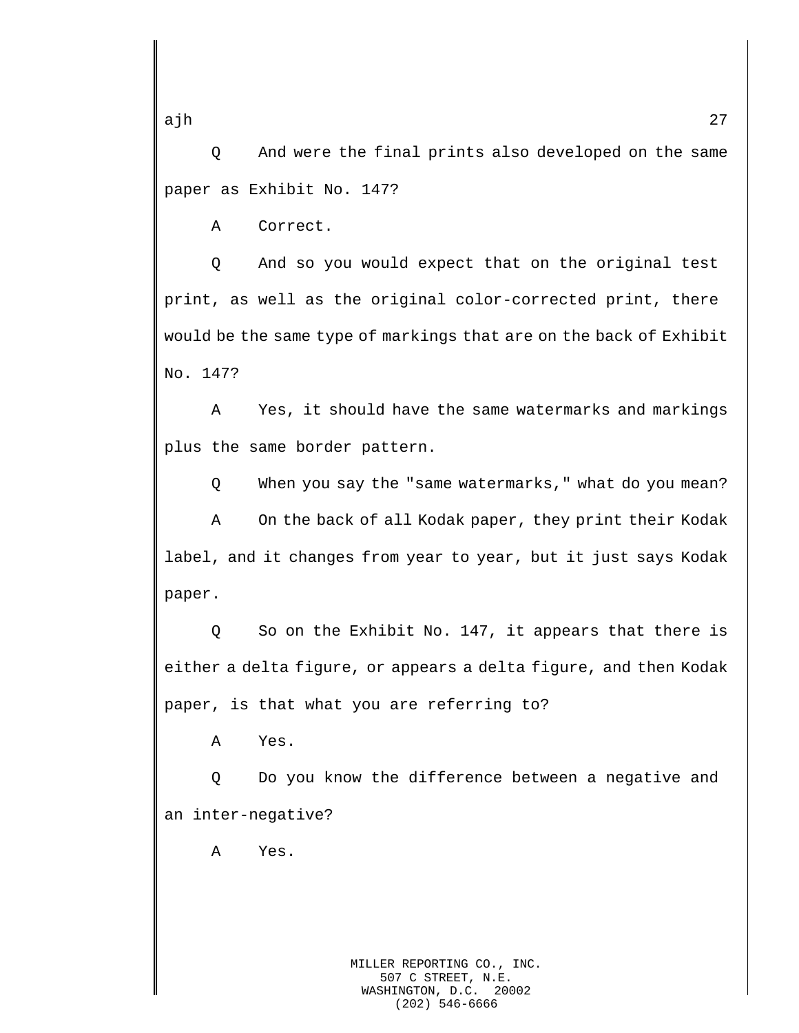Q And were the final prints also developed on the same paper as Exhibit No. 147?

A Correct.

Q And so you would expect that on the original test print, as well as the original color-corrected print, there would be the same type of markings that are on the back of Exhibit No. 147?

A Yes, it should have the same watermarks and markings plus the same border pattern.

Q When you say the "same watermarks," what do you mean?

A On the back of all Kodak paper, they print their Kodak label, and it changes from year to year, but it just says Kodak paper.

Q So on the Exhibit No. 147, it appears that there is either a delta figure, or appears a delta figure, and then Kodak paper, is that what you are referring to?

A Yes.

Q Do you know the difference between a negative and an inter-negative?

A Yes.

MILLER REPORTING CO., INC.
507 C STREET, N.E.
WASHINGTON, D.C. 20002
(202) 546-6666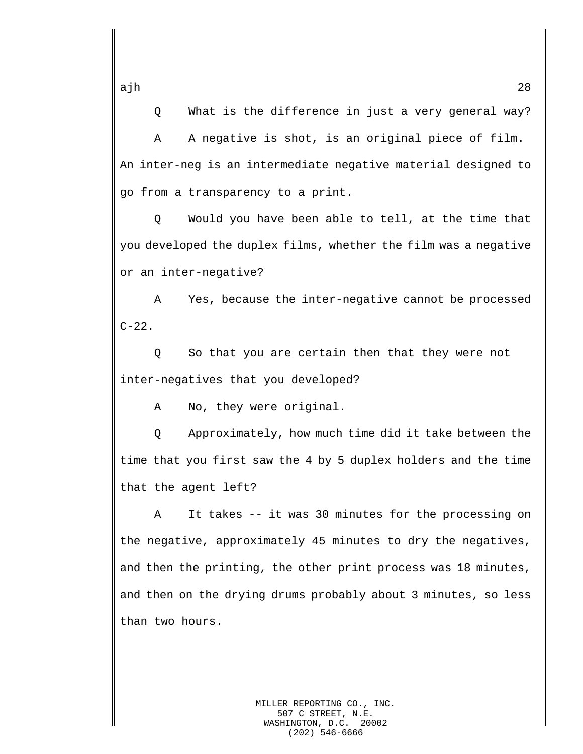Q What is the difference in just a very general way?

A A negative is shot, is an original piece of film. An inter-neg is an intermediate negative material designed to go from a transparency to a print.

Q Would you have been able to tell, at the time that you developed the duplex films, whether the film was a negative or an inter-negative?

A Yes, because the inter-negative cannot be processed C-22.

Q So that you are certain then that they were not inter-negatives that you developed?

A No, they were original.

Q Approximately, how much time did it take between the time that you first saw the 4 by 5 duplex holders and the time that the agent left?

A It takes -- it was 30 minutes for the processing on the negative, approximately 45 minutes to dry the negatives, and then the printing, the other print process was 18 minutes, and then on the drying drums probably about 3 minutes, so less than two hours.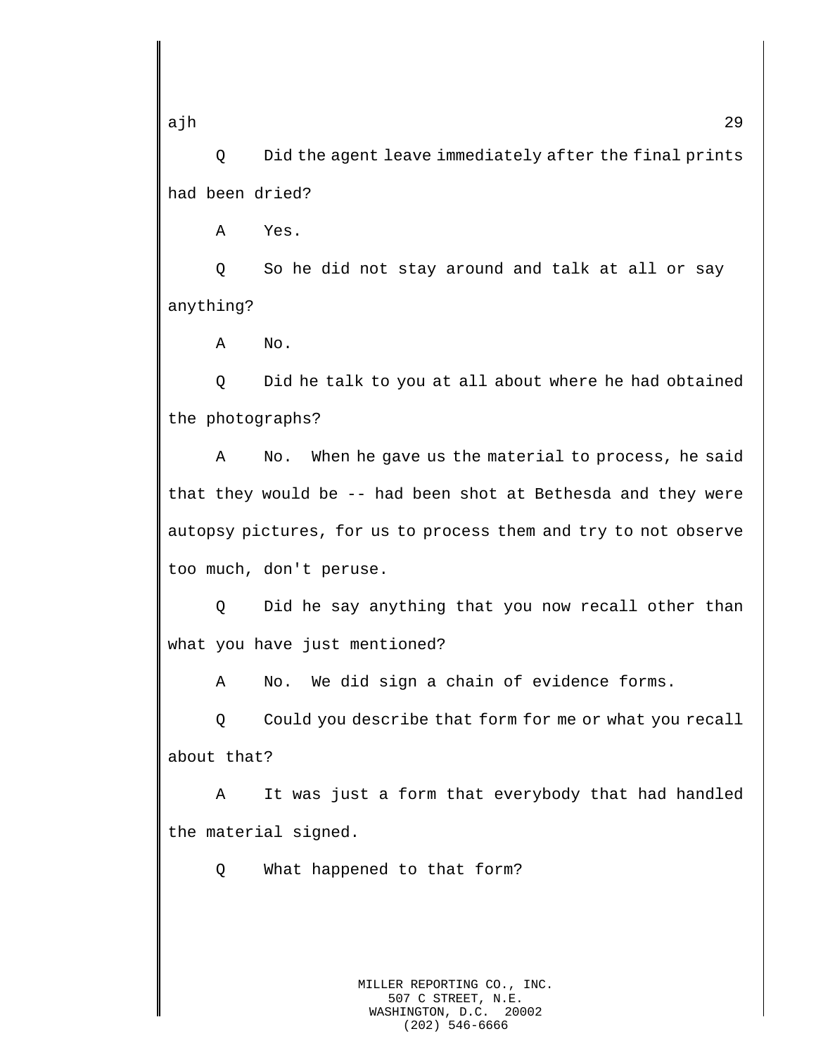Q Did the agent leave immediately after the final prints had been dried?

A Yes.

Q So he did not stay around and talk at all or say anything?

A No.

Q Did he talk to you at all about where he had obtained the photographs?

A No. When he gave us the material to process, he said that they would be -- had been shot at Bethesda and they were autopsy pictures, for us to process them and try to not observe too much, don't peruse.

Q Did he say anything that you now recall other than what you have just mentioned?

A No. We did sign a chain of evidence forms.

Q Could you describe that form for me or what you recall about that?

A It was just a form that everybody that had handled the material signed.

Q What happened to that form?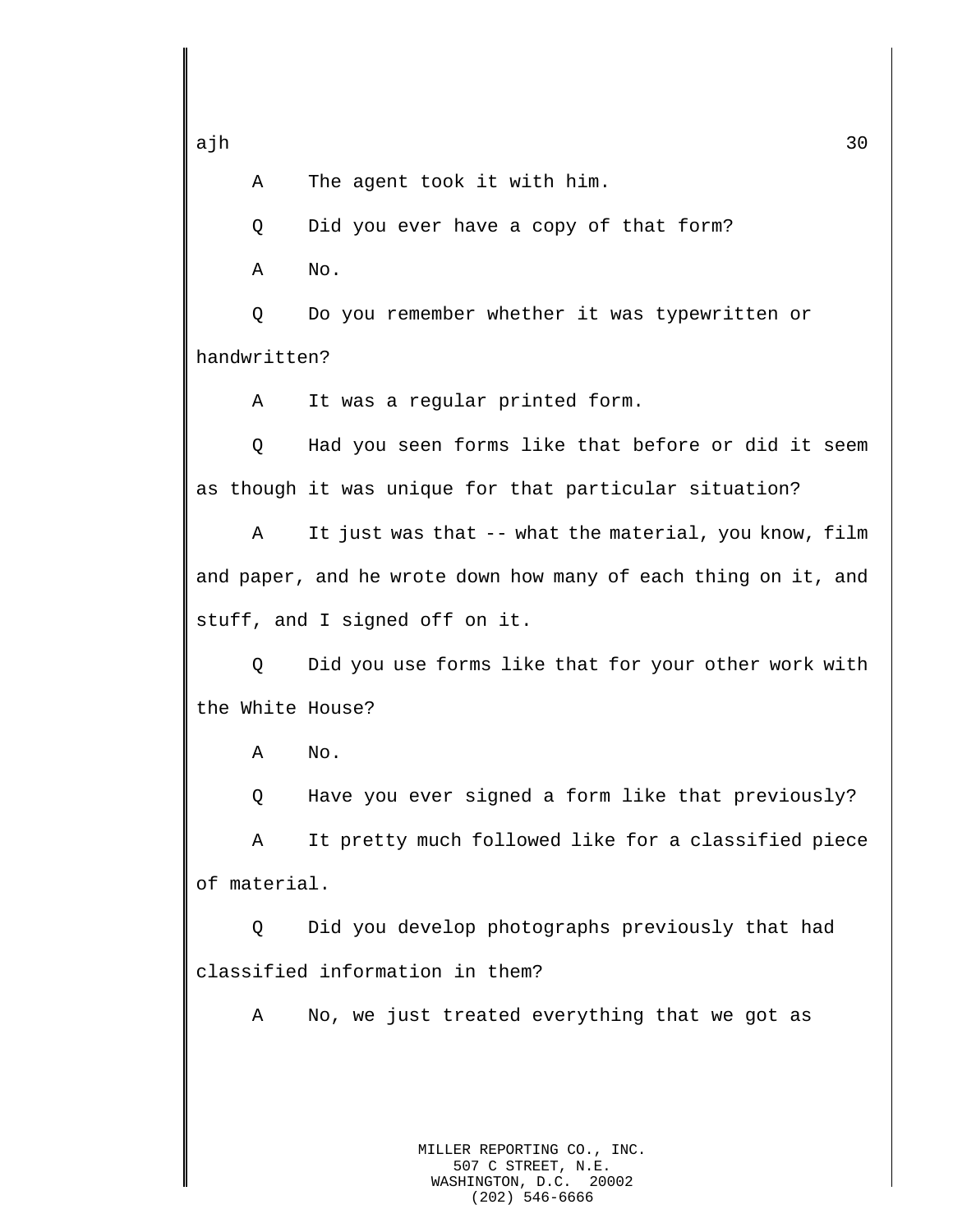A The agent took it with him.

Q Did you ever have a copy of that form?

A No.

Q Do you remember whether it was typewritten or handwritten?

A It was a regular printed form.

Q Had you seen forms like that before or did it seem as though it was unique for that particular situation?

A It just was that -- what the material, you know, film and paper, and he wrote down how many of each thing on it, and stuff, and I signed off on it.

Q Did you use forms like that for your other work with the White House?

A No.

Q Have you ever signed a form like that previously?

A It pretty much followed like for a classified piece of material.

Q Did you develop photographs previously that had classified information in them?

A No, we just treated everything that we got as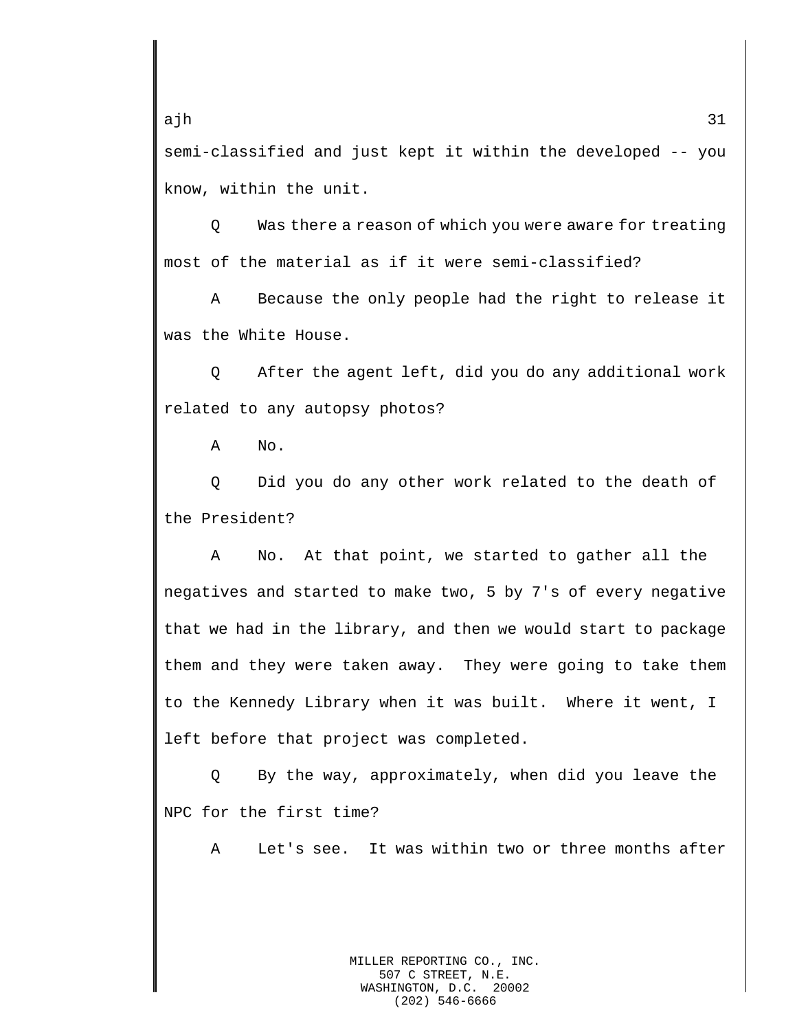semi-classified and just kept it within the developed -- you know, within the unit.

Q Was there a reason of which you were aware for treating most of the material as if it were semi-classified?

A Because the only people had the right to release it was the White House.

Q After the agent left, did you do any additional work related to any autopsy photos?

A No.

Q Did you do any other work related to the death of the President?

A No. At that point, we started to gather all the negatives and started to make two, 5 by 7's of every negative that we had in the library, and then we would start to package them and they were taken away. They were going to take them to the Kennedy Library when it was built. Where it went, I left before that project was completed.

Q By the way, approximately, when did you leave the NPC for the first time?

A Let's see. It was within two or three months after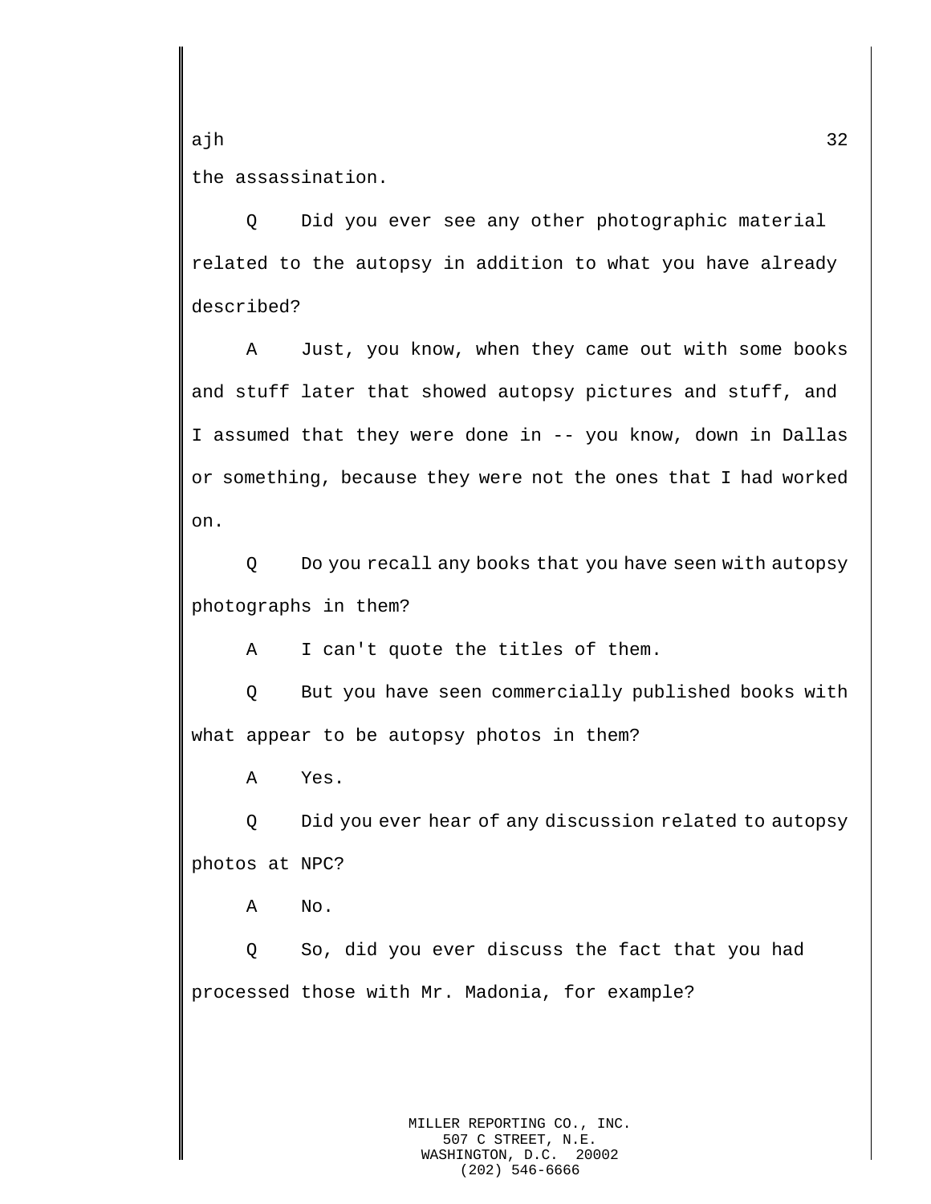the assassination.

Q Did you ever see any other photographic material related to the autopsy in addition to what you have already described?

A Just, you know, when they came out with some books and stuff later that showed autopsy pictures and stuff, and I assumed that they were done in -- you know, down in Dallas or something, because they were not the ones that I had worked on.

Q Do you recall any books that you have seen with autopsy photographs in them?

A I can't quote the titles of them.

Q But you have seen commercially published books with what appear to be autopsy photos in them?

A Yes.

Q Did you ever hear of any discussion related to autopsy photos at NPC?

A No.

Q So, did you ever discuss the fact that you had processed those with Mr. Madonia, for example?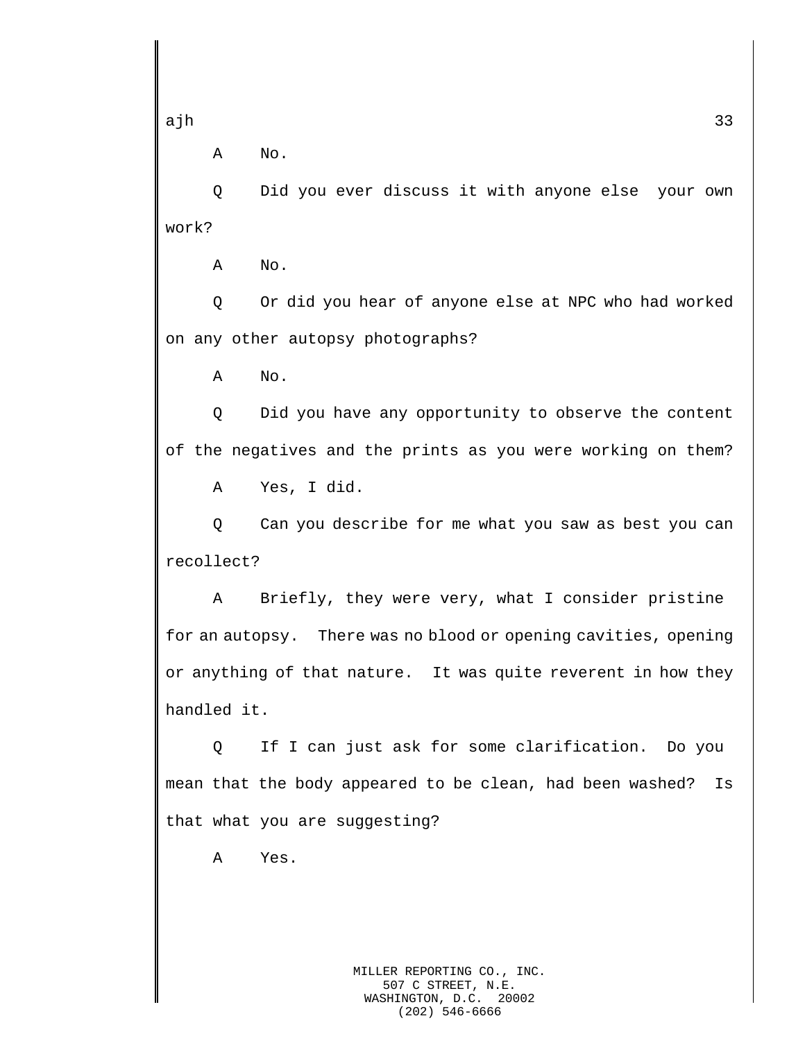A No.

Q Did you ever discuss it with anyone else your own work?

A No.

Q Or did you hear of anyone else at NPC who had worked on any other autopsy photographs?

A No.

Q Did you have any opportunity to observe the content of the negatives and the prints as you were working on them?

A Yes, I did.

Q Can you describe for me what you saw as best you can recollect?

A Briefly, they were very, what I consider pristine for an autopsy. There was no blood or opening cavities, opening or anything of that nature. It was quite reverent in how they handled it.

Q If I can just ask for some clarification. Do you mean that the body appeared to be clean, had been washed? Is that what you are suggesting?

A Yes.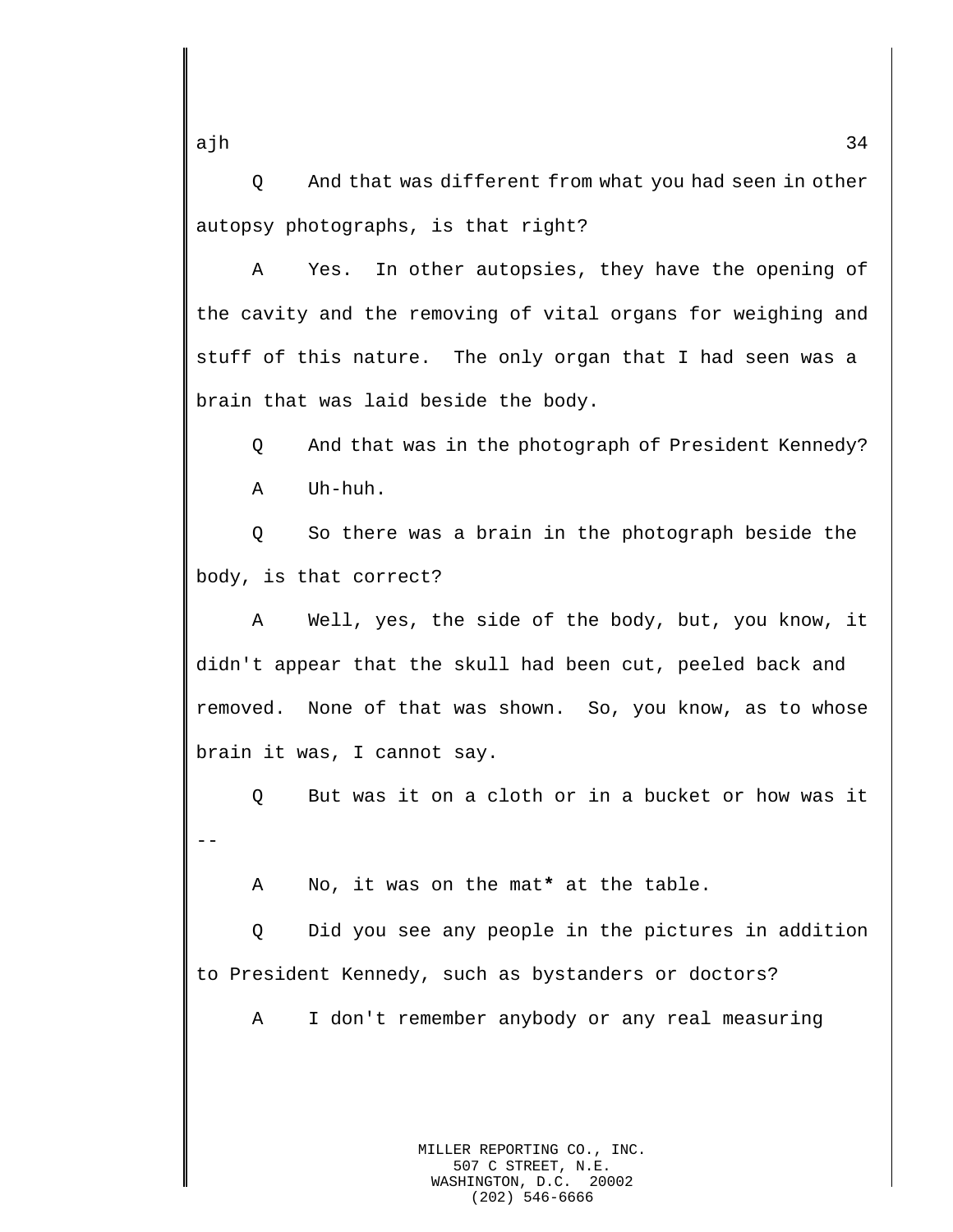Q And that was different from what you had seen in other autopsy photographs, is that right?

A Yes. In other autopsies, they have the opening of the cavity and the removing of vital organs for weighing and stuff of this nature. The only organ that I had seen was a brain that was laid beside the body.

Q And that was in the photograph of President Kennedy?

A Uh-huh.

Q So there was a brain in the photograph beside the body, is that correct?

A Well, yes, the side of the body, but, you know, it didn't appear that the skull had been cut, peeled back and removed. None of that was shown. So, you know, as to whose brain it was, I cannot say.

Q But was it on a cloth or in a bucket or how was it --

A No, it was on the mat* at the table.

Q Did you see any people in the pictures in addition to President Kennedy, such as bystanders or doctors?

A I don't remember anybody or any real measuring

MILLER REPORTING CO., INC.
507 C STREET, N.E.
WASHINGTON, D.C. 20002
(202) 546-6666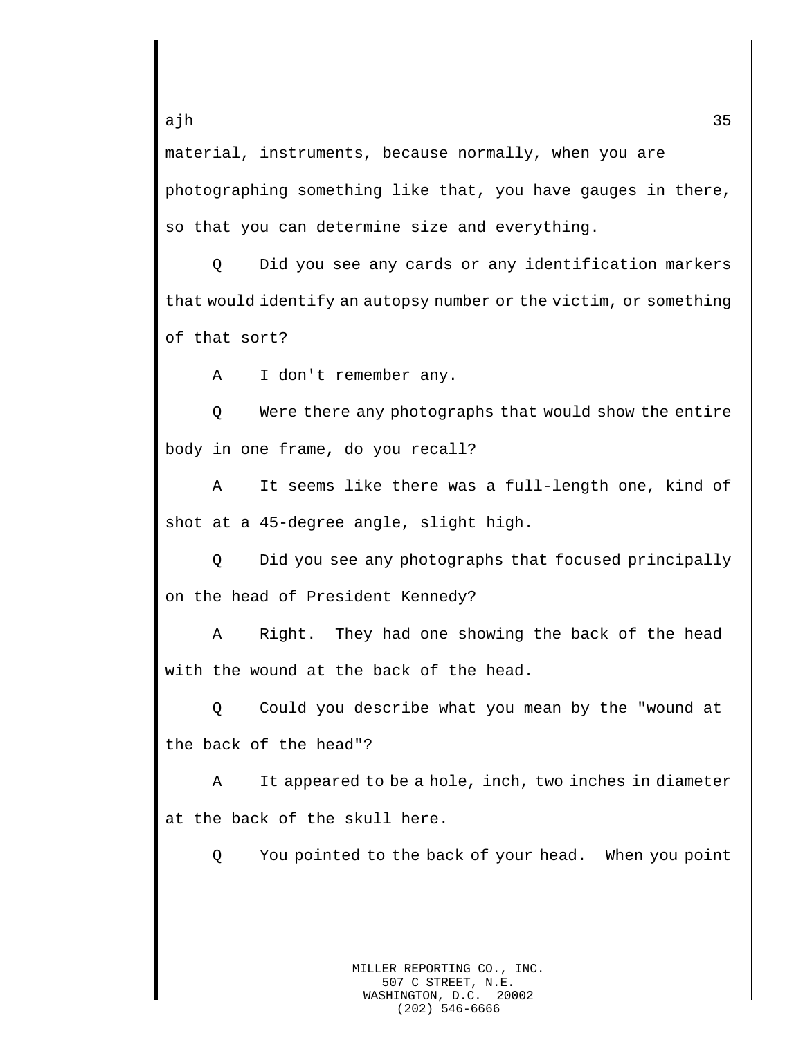material, instruments, because normally, when you are photographing something like that, you have gauges in there, so that you can determine size and everything.

Q Did you see any cards or any identification markers that would identify an autopsy number or the victim, or something of that sort?

A I don't remember any.

Q Were there any photographs that would show the entire body in one frame, do you recall?

A It seems like there was a full-length one, kind of shot at a 45-degree angle, slight high.

Q Did you see any photographs that focused principally on the head of President Kennedy?

A Right. They had one showing the back of the head with the wound at the back of the head.

Q Could you describe what you mean by the "wound at the back of the head"?

A It appeared to be a hole, inch, two inches in diameter at the back of the skull here.

Q You pointed to the back of your head. When you point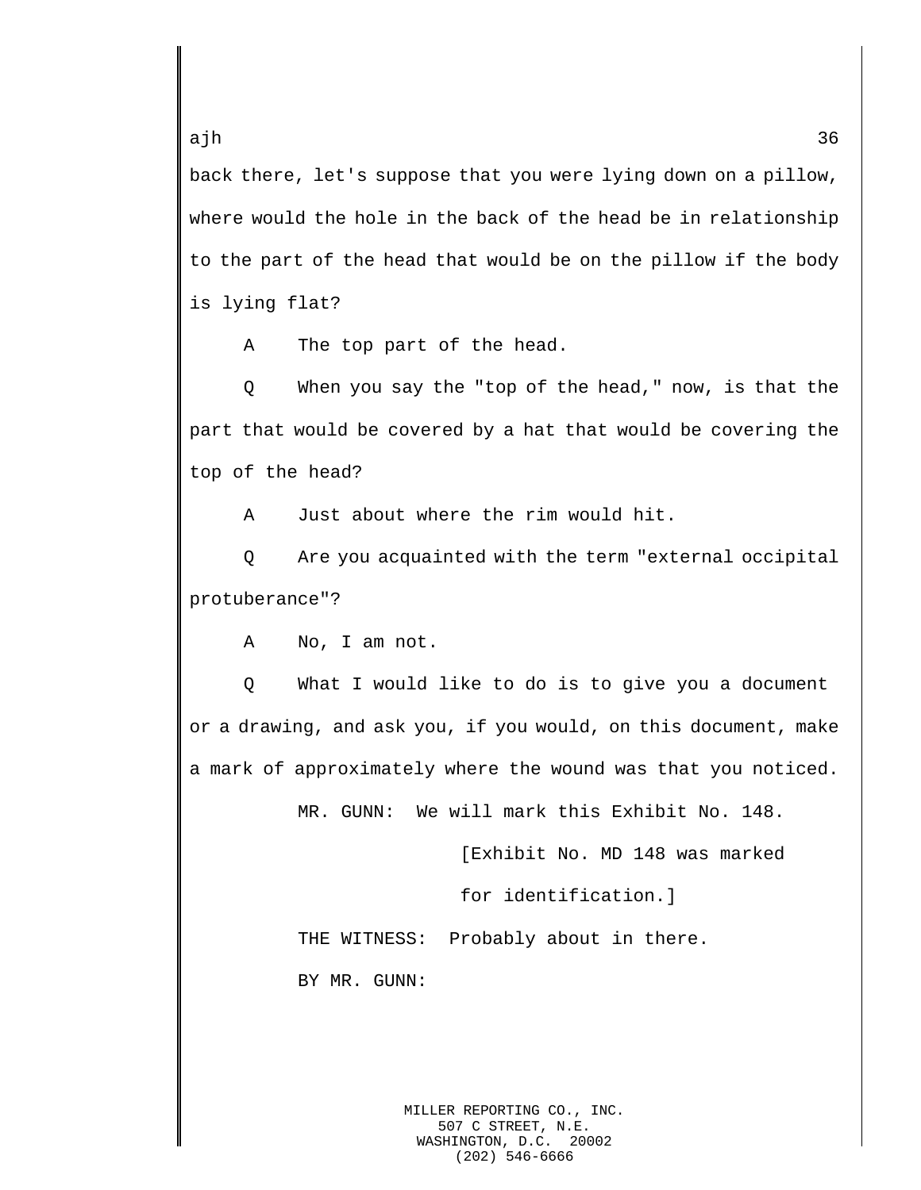back there, let's suppose that you were lying down on a pillow, where would the hole in the back of the head be in relationship to the part of the head that would be on the pillow if the body is lying flat?

A The top part of the head.

Q When you say the "top of the head," now, is that the part that would be covered by a hat that would be covering the top of the head?

A Just about where the rim would hit.

Q Are you acquainted with the term "external occipital protuberance"?

A No, I am not.

Q What I would like to do is to give you a document or a drawing, and ask you, if you would, on this document, make a mark of approximately where the wound was that you noticed.

MR. GUNN: We will mark this Exhibit No. 148.

[Exhibit No. MD 148 was marked for identification.]

THE WITNESS: Probably about in there.

BY MR. GUNN: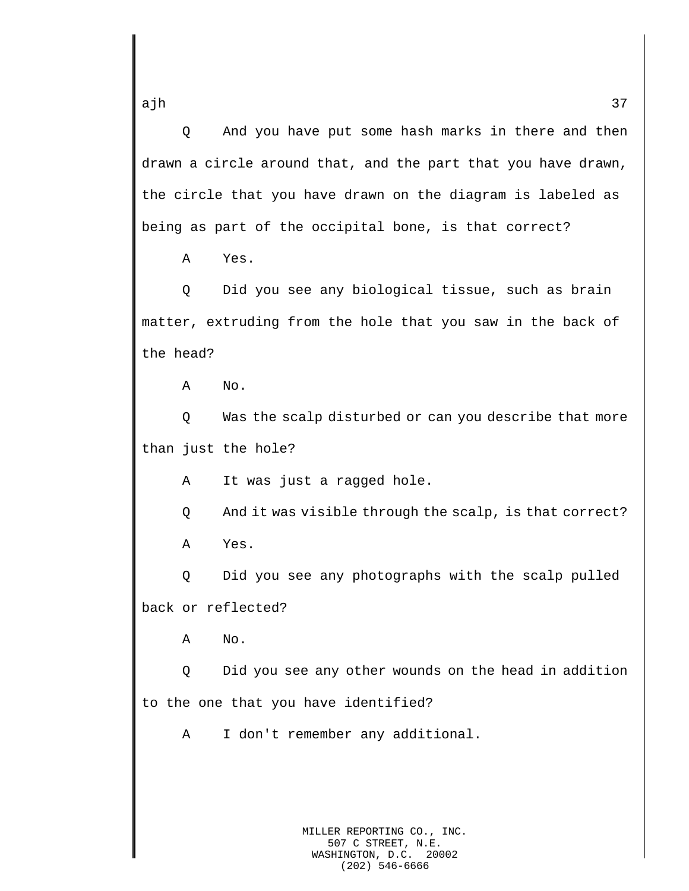Q And you have put some hash marks in there and then drawn a circle around that, and the part that you have drawn, the circle that you have drawn on the diagram is labeled as being as part of the occipital bone, is that correct?

A Yes.

Q Did you see any biological tissue, such as brain matter, extruding from the hole that you saw in the back of the head?

A No.

Q Was the scalp disturbed or can you describe that more than just the hole?

A It was just a ragged hole.

Q And it was visible through the scalp, is that correct?

A Yes.

Q Did you see any photographs with the scalp pulled back or reflected?

A No.

Q Did you see any other wounds on the head in addition to the one that you have identified?

A I don't remember any additional.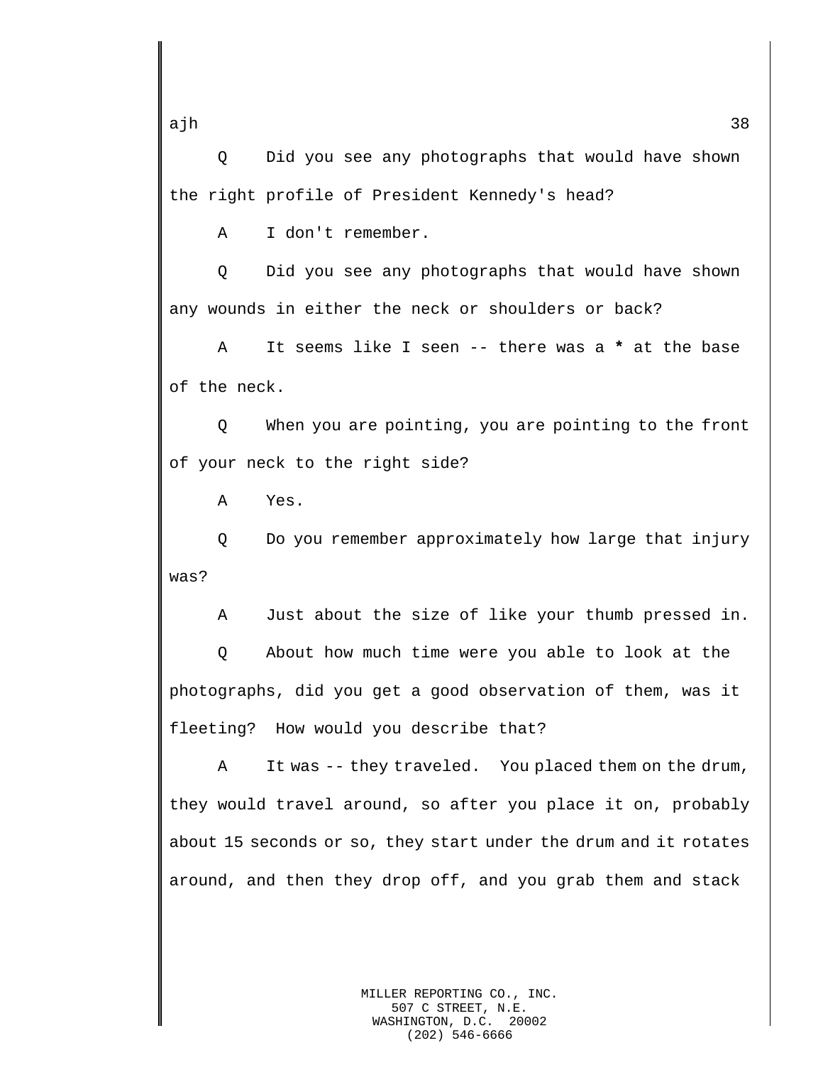Q Did you see any photographs that would have shown the right profile of President Kennedy's head?

A I don't remember.

Q Did you see any photographs that would have shown any wounds in either the neck or shoulders or back?

A It seems like I seen -- there was a **\*** at the base of the neck.

Q When you are pointing, you are pointing to the front of your neck to the right side?

A Yes.

Q Do you remember approximately how large that injury was?

A Just about the size of like your thumb pressed in.

Q About how much time were you able to look at the photographs, did you get a good observation of them, was it fleeting? How would you describe that?

A It was -- they traveled. You placed them on the drum, they would travel around, so after you place it on, probably about 15 seconds or so, they start under the drum and it rotates around, and then they drop off, and you grab them and stack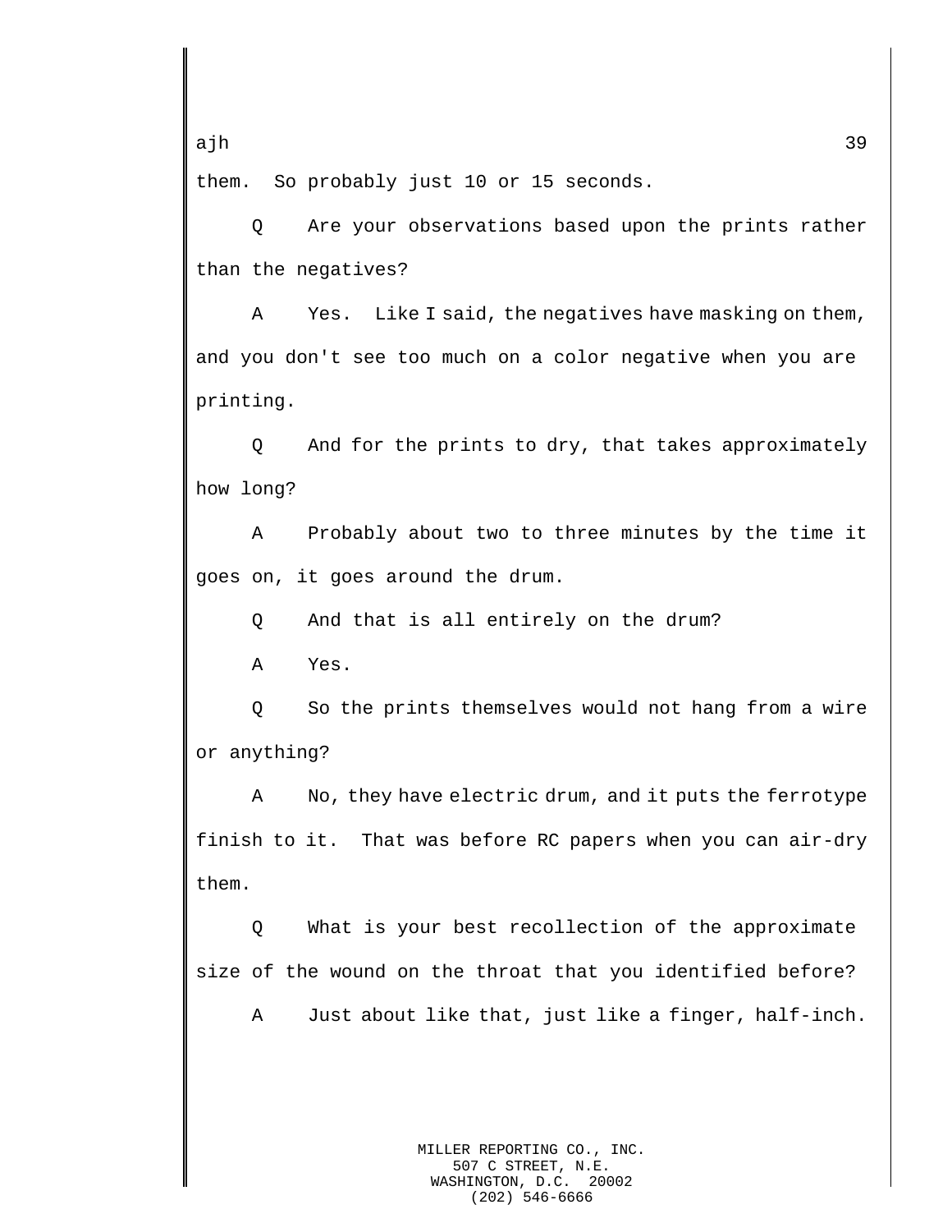them. So probably just 10 or 15 seconds.

Q Are your observations based upon the prints rather than the negatives?

A Yes. Like I said, the negatives have masking on them, and you don't see too much on a color negative when you are printing.

Q And for the prints to dry, that takes approximately how long?

A Probably about two to three minutes by the time it goes on, it goes around the drum.

Q And that is all entirely on the drum?

A Yes.

Q So the prints themselves would not hang from a wire or anything?

A No, they have electric drum, and it puts the ferrotype finish to it. That was before RC papers when you can air-dry them.

Q What is your best recollection of the approximate size of the wound on the throat that you identified before?

A Just about like that, just like a finger, half-inch.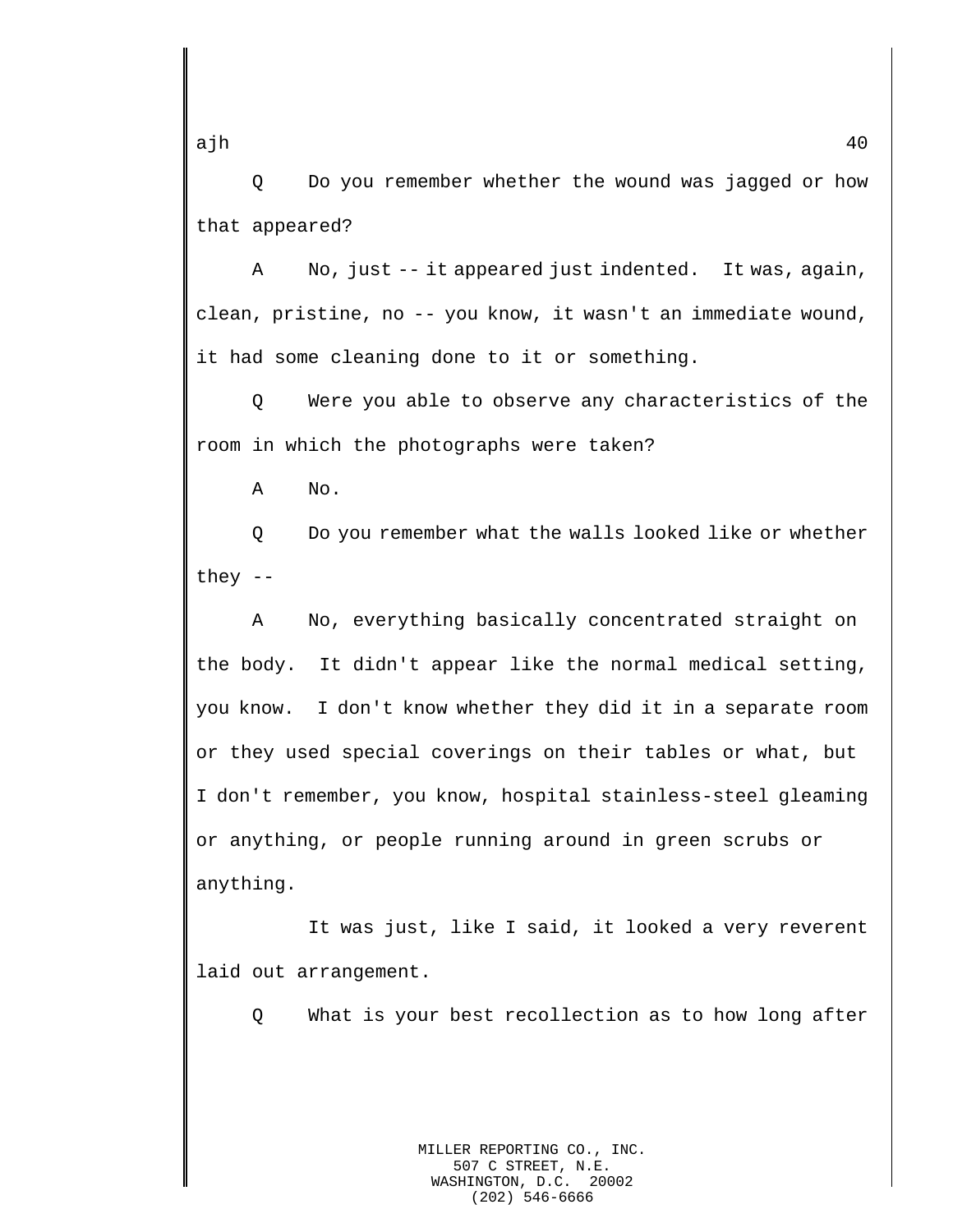Q Do you remember whether the wound was jagged or how that appeared?

A No, just -- it appeared just indented. It was, again, clean, pristine, no -- you know, it wasn't an immediate wound, it had some cleaning done to it or something.

Q Were you able to observe any characteristics of the room in which the photographs were taken?

A No.

Q Do you remember what the walls looked like or whether they --

A No, everything basically concentrated straight on the body. It didn't appear like the normal medical setting, you know. I don't know whether they did it in a separate room or they used special coverings on their tables or what, but I don't remember, you know, hospital stainless-steel gleaming or anything, or people running around in green scrubs or anything.

It was just, like I said, it looked a very reverent laid out arrangement.

Q What is your best recollection as to how long after

MILLER REPORTING CO., INC.
507 C STREET, N.E.
WASHINGTON, D.C. 20002
(202) 546-6666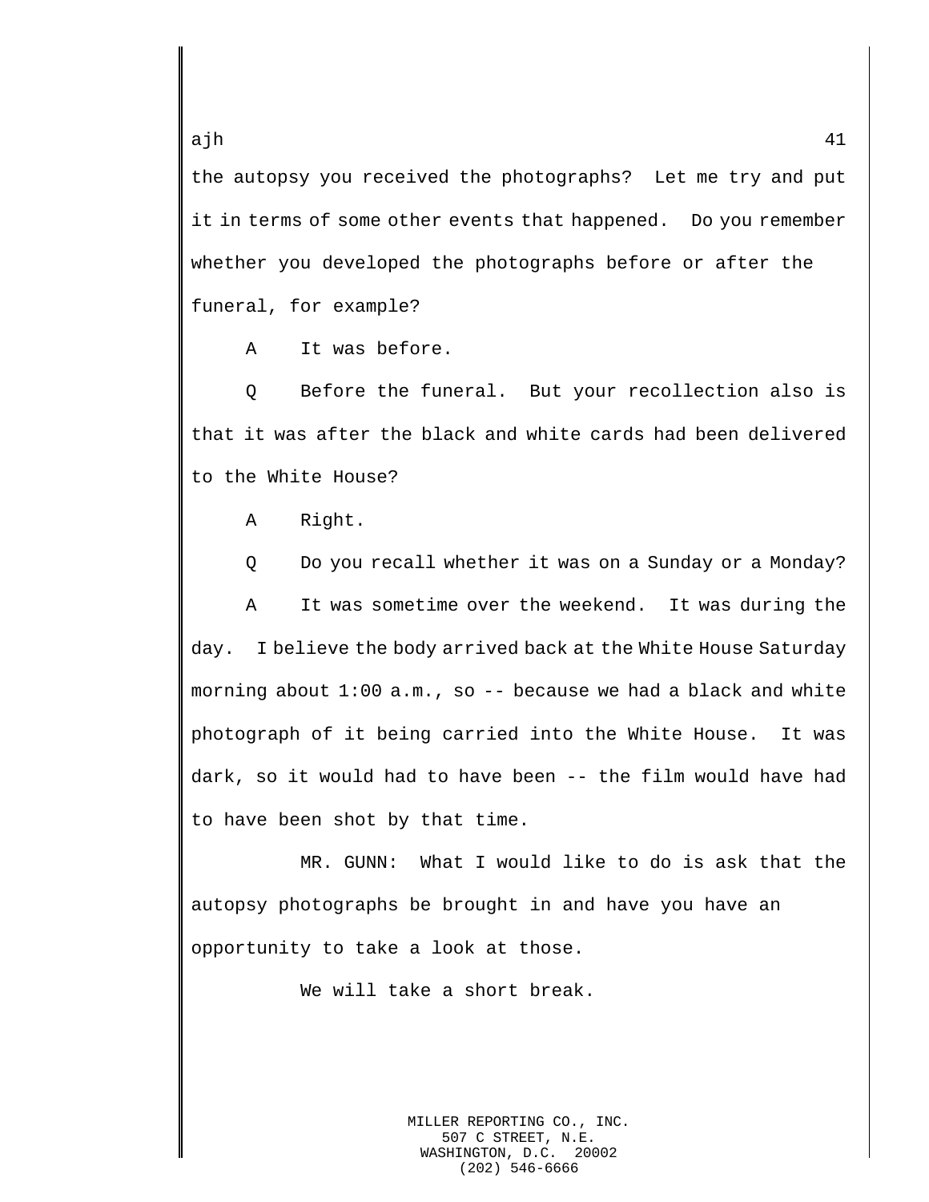the autopsy you received the photographs? Let me try and put it in terms of some other events that happened. Do you remember whether you developed the photographs before or after the funeral, for example?

A It was before.

Q Before the funeral. But your recollection also is that it was after the black and white cards had been delivered to the White House?

A Right.

Q Do you recall whether it was on a Sunday or a Monday?

A It was sometime over the weekend. It was during the day. I believe the body arrived back at the White House Saturday morning about 1:00 a.m., so -- because we had a black and white photograph of it being carried into the White House. It was dark, so it would had to have been -- the film would have had to have been shot by that time.

MR. GUNN: What I would like to do is ask that the autopsy photographs be brought in and have you have an opportunity to take a look at those.

We will take a short break.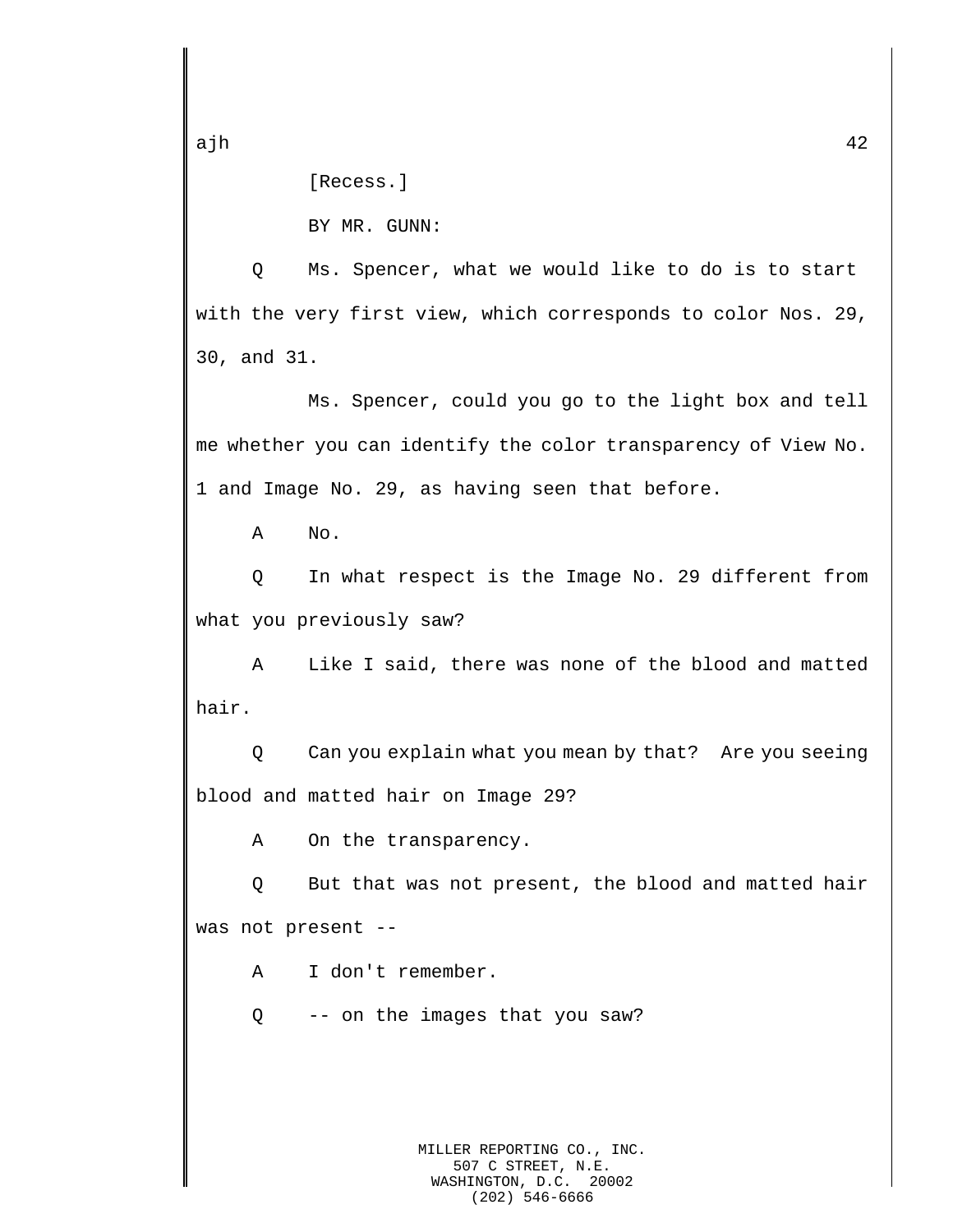[Recess.]

BY MR. GUNN:

Q Ms. Spencer, what we would like to do is to start with the very first view, which corresponds to color Nos. 29, 30, and 31.

Ms. Spencer, could you go to the light box and tell me whether you can identify the color transparency of View No. 1 and Image No. 29, as having seen that before.

A No.

Q In what respect is the Image No. 29 different from what you previously saw?

A Like I said, there was none of the blood and matted hair.

Q Can you explain what you mean by that? Are you seeing blood and matted hair on Image 29?

A On the transparency.

Q But that was not present, the blood and matted hair was not present --

A I don't remember.

Q -- on the images that you saw?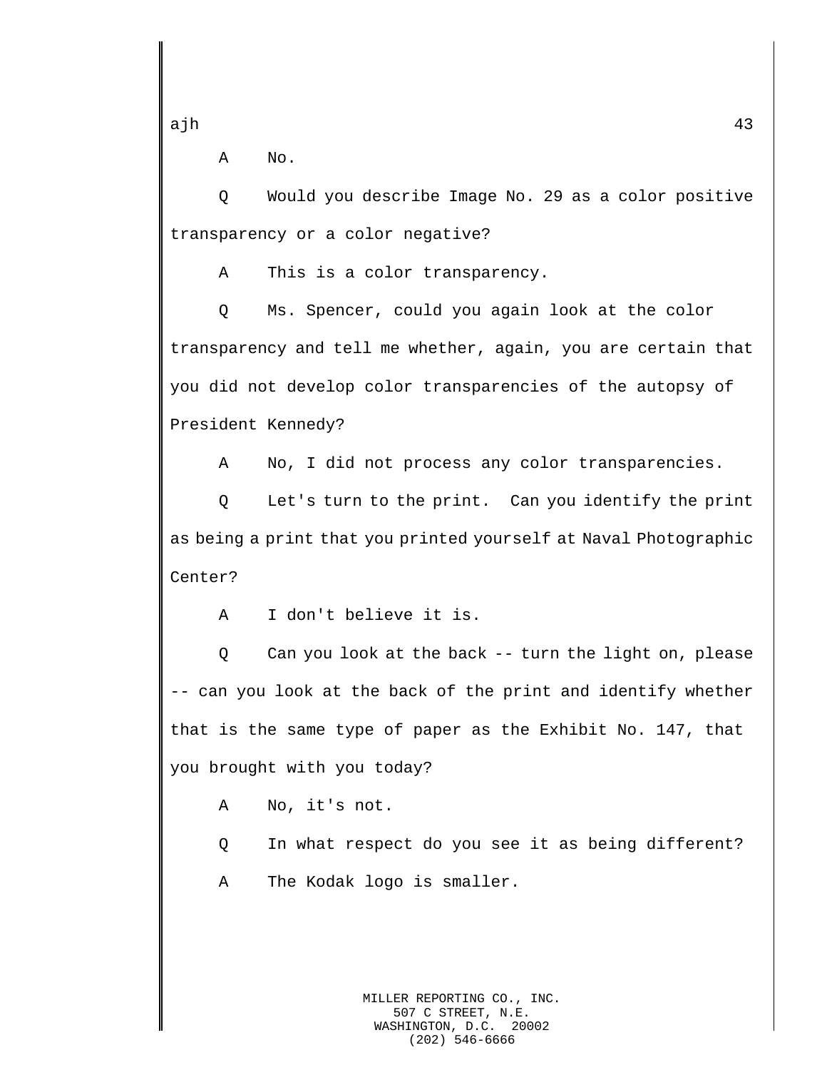A No.

Q Would you describe Image No. 29 as a color positive transparency or a color negative?

A This is a color transparency.

Q Ms. Spencer, could you again look at the color transparency and tell me whether, again, you are certain that you did not develop color transparencies of the autopsy of President Kennedy?

A No, I did not process any color transparencies.

Q Let's turn to the print. Can you identify the print as being a print that you printed yourself at Naval Photographic Center?

A I don't believe it is.

Q Can you look at the back -- turn the light on, please -- can you look at the back of the print and identify whether that is the same type of paper as the Exhibit No. 147, that you brought with you today?

A No, it's not.

Q In what respect do you see it as being different?

A The Kodak logo is smaller.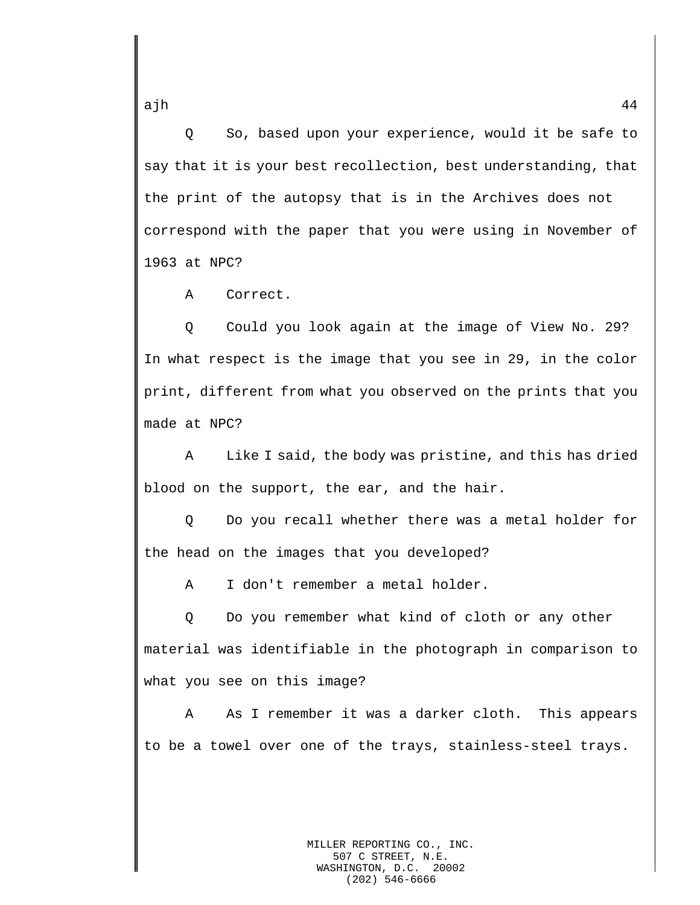Q So, based upon your experience, would it be safe to say that it is your best recollection, best understanding, that the print of the autopsy that is in the Archives does not correspond with the paper that you were using in November of 1963 at NPC?

A Correct.

Q Could you look again at the image of View No. 29? In what respect is the image that you see in 29, in the color print, different from what you observed on the prints that you made at NPC?

A Like I said, the body was pristine, and this has dried blood on the support, the ear, and the hair.

Q Do you recall whether there was a metal holder for the head on the images that you developed?

A I don't remember a metal holder.

Q Do you remember what kind of cloth or any other material was identifiable in the photograph in comparison to what you see on this image?

A As I remember it was a darker cloth. This appears to be a towel over one of the trays, stainless-steel trays.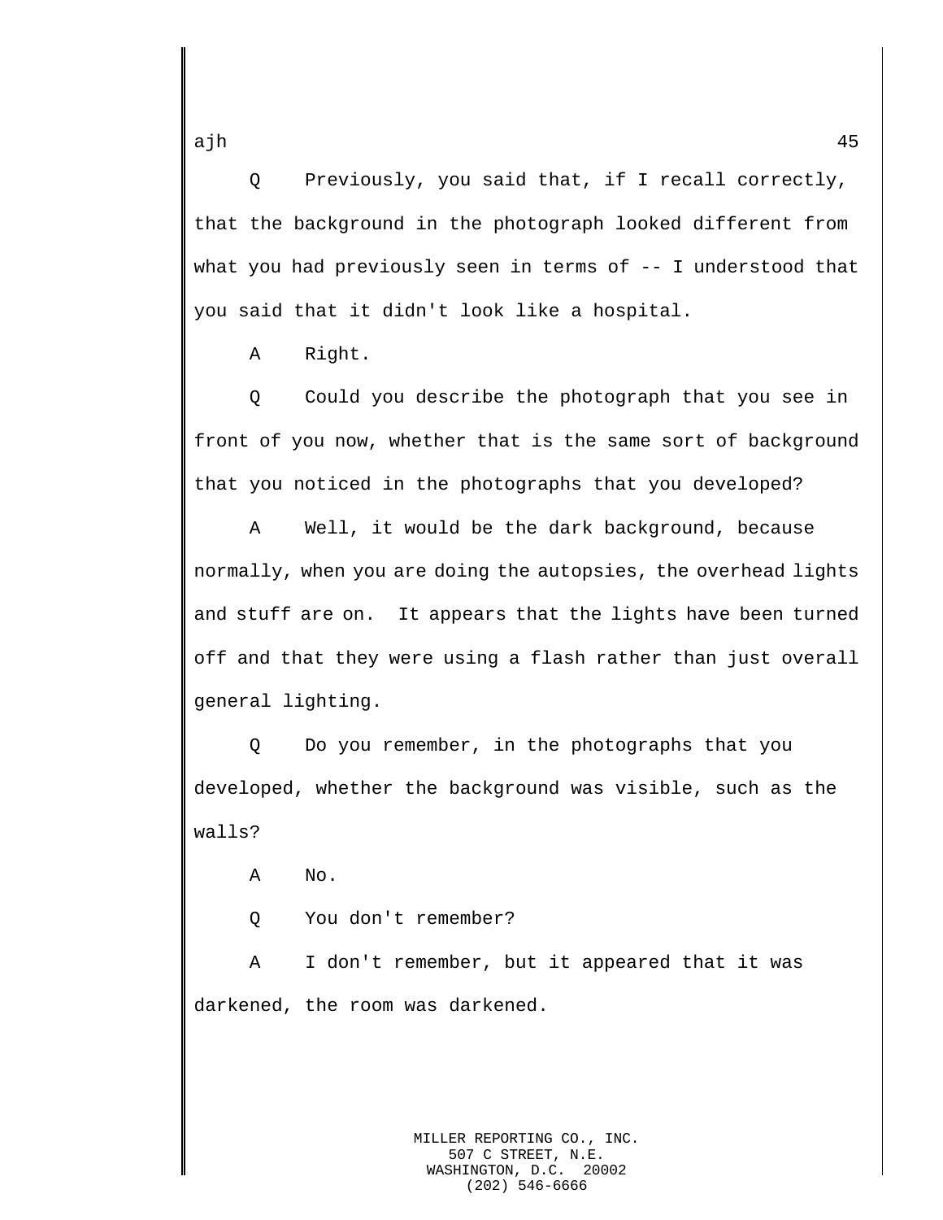Q Previously, you said that, if I recall correctly, that the background in the photograph looked different from what you had previously seen in terms of -- I understood that you said that it didn't look like a hospital.

A Right.

Q Could you describe the photograph that you see in front of you now, whether that is the same sort of background that you noticed in the photographs that you developed?

A Well, it would be the dark background, because normally, when you are doing the autopsies, the overhead lights and stuff are on. It appears that the lights have been turned off and that they were using a flash rather than just overall general lighting.

Q Do you remember, in the photographs that you developed, whether the background was visible, such as the walls?

A No.

Q You don't remember?

A I don't remember, but it appeared that it was darkened, the room was darkened.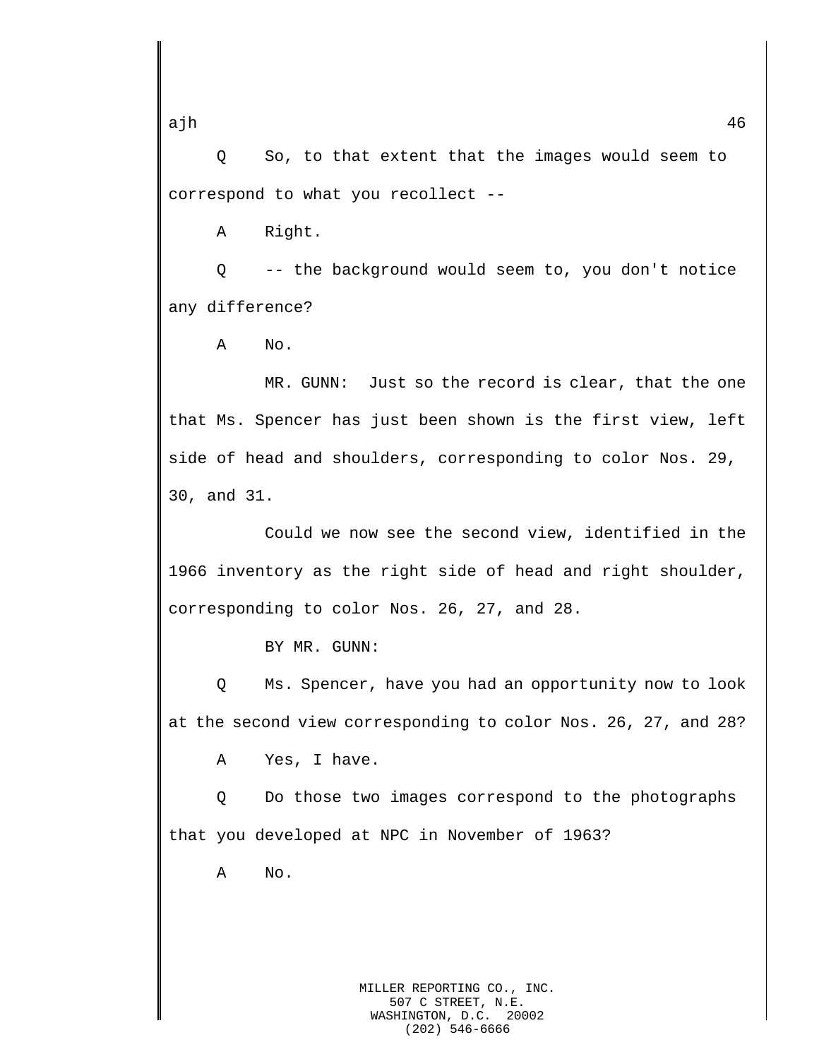Q So, to that extent that the images would seem to correspond to what you recollect --

A Right.

Q -- the background would seem to, you don't notice any difference?

A No.

MR. GUNN: Just so the record is clear, that the one that Ms. Spencer has just been shown is the first view, left side of head and shoulders, corresponding to color Nos. 29, 30, and 31.

Could we now see the second view, identified in the 1966 inventory as the right side of head and right shoulder, corresponding to color Nos. 26, 27, and 28.

BY MR. GUNN:

Q Ms. Spencer, have you had an opportunity now to look at the second view corresponding to color Nos. 26, 27, and 28?

A Yes, I have.

Q Do those two images correspond to the photographs that you developed at NPC in November of 1963?

A No.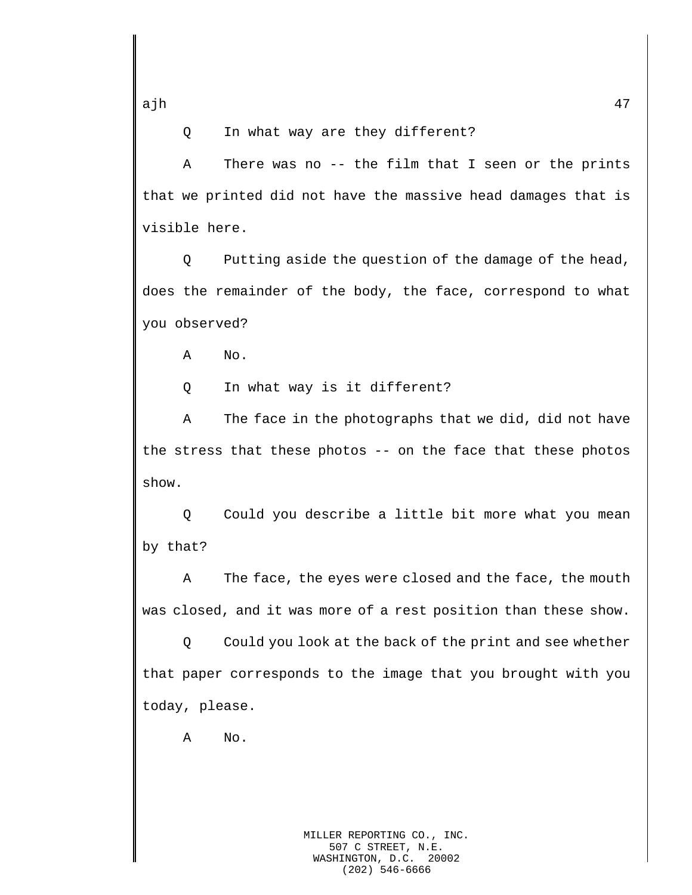Q In what way are they different?

A There was no -- the film that I seen or the prints that we printed did not have the massive head damages that is visible here.

Q Putting aside the question of the damage of the head, does the remainder of the body, the face, correspond to what you observed?

A No.

Q In what way is it different?

A The face in the photographs that we did, did not have the stress that these photos -- on the face that these photos show.

Q Could you describe a little bit more what you mean by that?

A The face, the eyes were closed and the face, the mouth was closed, and it was more of a rest position than these show.

Q Could you look at the back of the print and see whether that paper corresponds to the image that you brought with you today, please.

A No.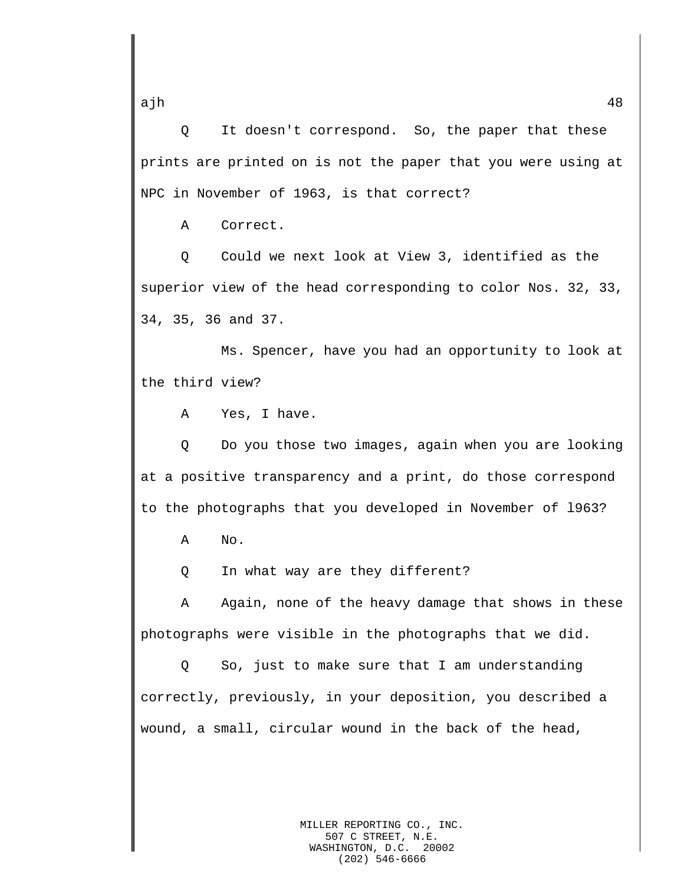Q It doesn't correspond. So, the paper that these prints are printed on is not the paper that you were using at NPC in November of 1963, is that correct?

A Correct.

Q Could we next look at View 3, identified as the superior view of the head corresponding to color Nos. 32, 33, 34, 35, 36 and 37.

Ms. Spencer, have you had an opportunity to look at the third view?

A Yes, I have.

Q Do you those two images, again when you are looking at a positive transparency and a print, do those correspond to the photographs that you developed in November of l963?

A No.

Q In what way are they different?

A Again, none of the heavy damage that shows in these photographs were visible in the photographs that we did.

Q So, just to make sure that I am understanding correctly, previously, in your deposition, you described a wound, a small, circular wound in the back of the head,

MILLER REPORTING CO., INC.
507 C STREET, N.E.
WASHINGTON, D.C. 20002
(202) 546-6666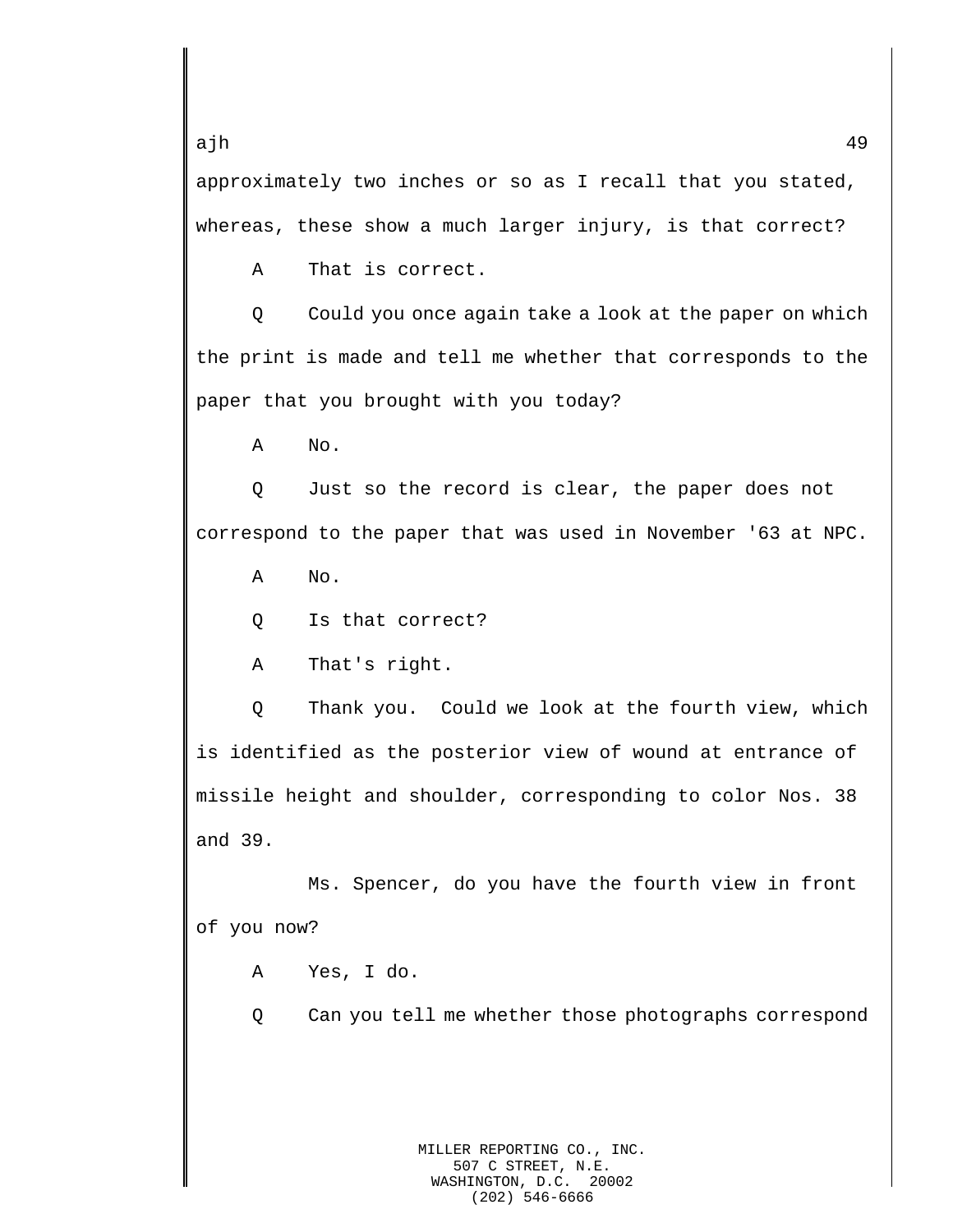approximately two inches or so as I recall that you stated, whereas, these show a much larger injury, is that correct?

A That is correct.

Q Could you once again take a look at the paper on which the print is made and tell me whether that corresponds to the paper that you brought with you today?

A No.

Q Just so the record is clear, the paper does not correspond to the paper that was used in November '63 at NPC.

A No.

Q Is that correct?

A That's right.

Q Thank you. Could we look at the fourth view, which is identified as the posterior view of wound at entrance of missile height and shoulder, corresponding to color Nos. 38 and 39.

Ms. Spencer, do you have the fourth view in front of you now?

A Yes, I do.

Q Can you tell me whether those photographs correspond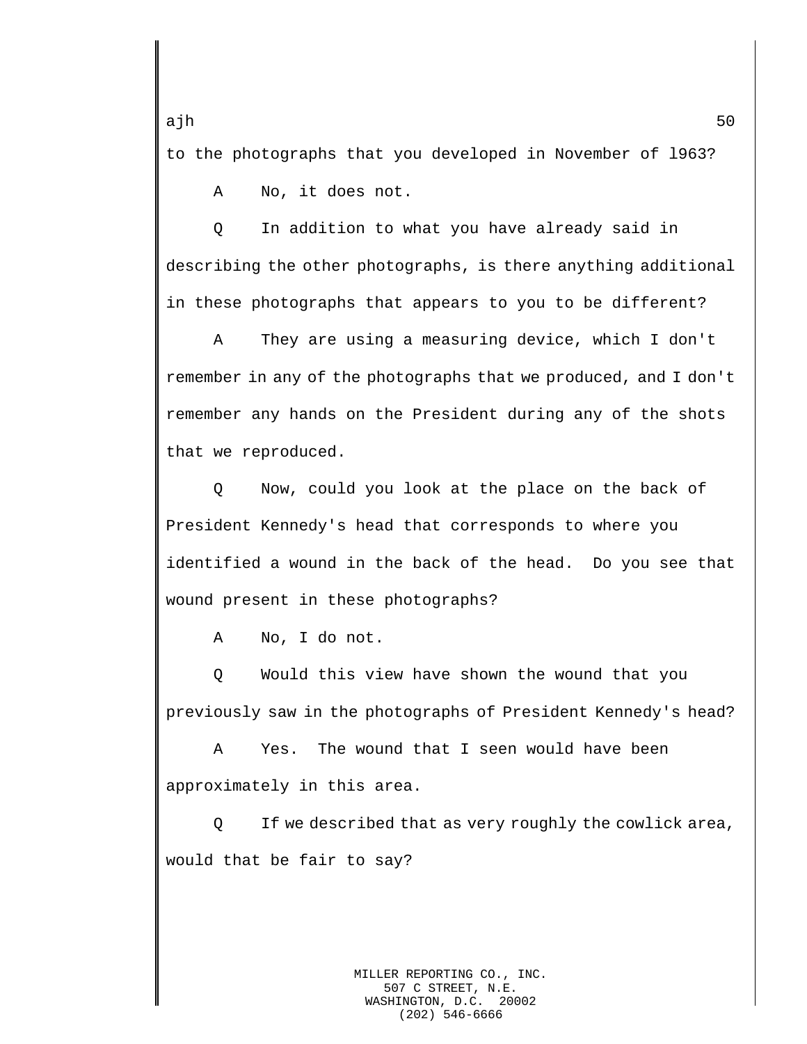to the photographs that you developed in November of l963?

A No, it does not.

Q In addition to what you have already said in describing the other photographs, is there anything additional in these photographs that appears to you to be different?

A They are using a measuring device, which I don't remember in any of the photographs that we produced, and I don't remember any hands on the President during any of the shots that we reproduced.

Q Now, could you look at the place on the back of President Kennedy's head that corresponds to where you identified a wound in the back of the head. Do you see that wound present in these photographs?

A No, I do not.

Q Would this view have shown the wound that you previously saw in the photographs of President Kennedy's head?

A Yes. The wound that I seen would have been approximately in this area.

Q If we described that as very roughly the cowlick area, would that be fair to say?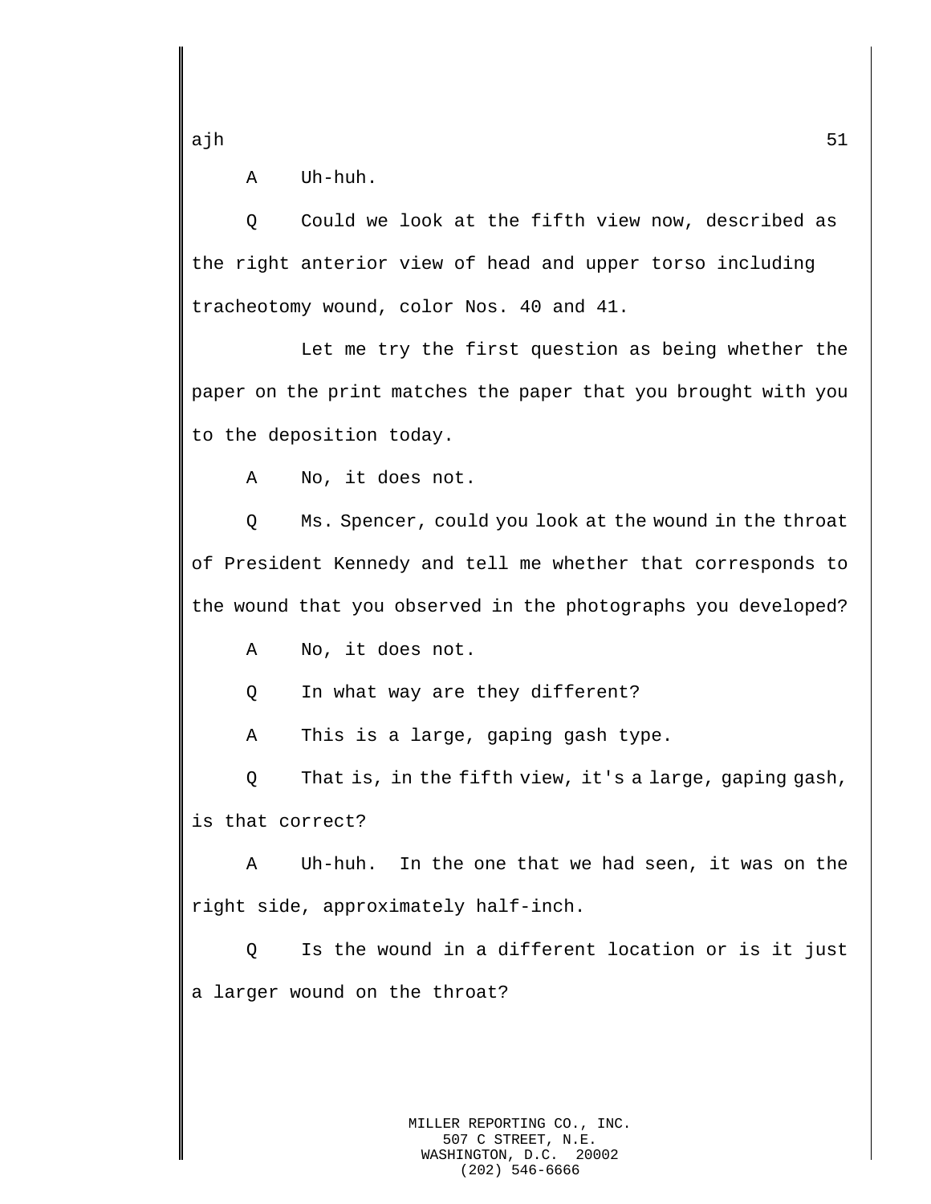A Uh-huh.

Q Could we look at the fifth view now, described as the right anterior view of head and upper torso including tracheotomy wound, color Nos. 40 and 41.

Let me try the first question as being whether the paper on the print matches the paper that you brought with you to the deposition today.

A No, it does not.

Q Ms. Spencer, could you look at the wound in the throat of President Kennedy and tell me whether that corresponds to the wound that you observed in the photographs you developed?

A No, it does not.

Q In what way are they different?

A This is a large, gaping gash type.

Q That is, in the fifth view, it's a large, gaping gash, is that correct?

A Uh-huh. In the one that we had seen, it was on the right side, approximately half-inch.

Q Is the wound in a different location or is it just a larger wound on the throat?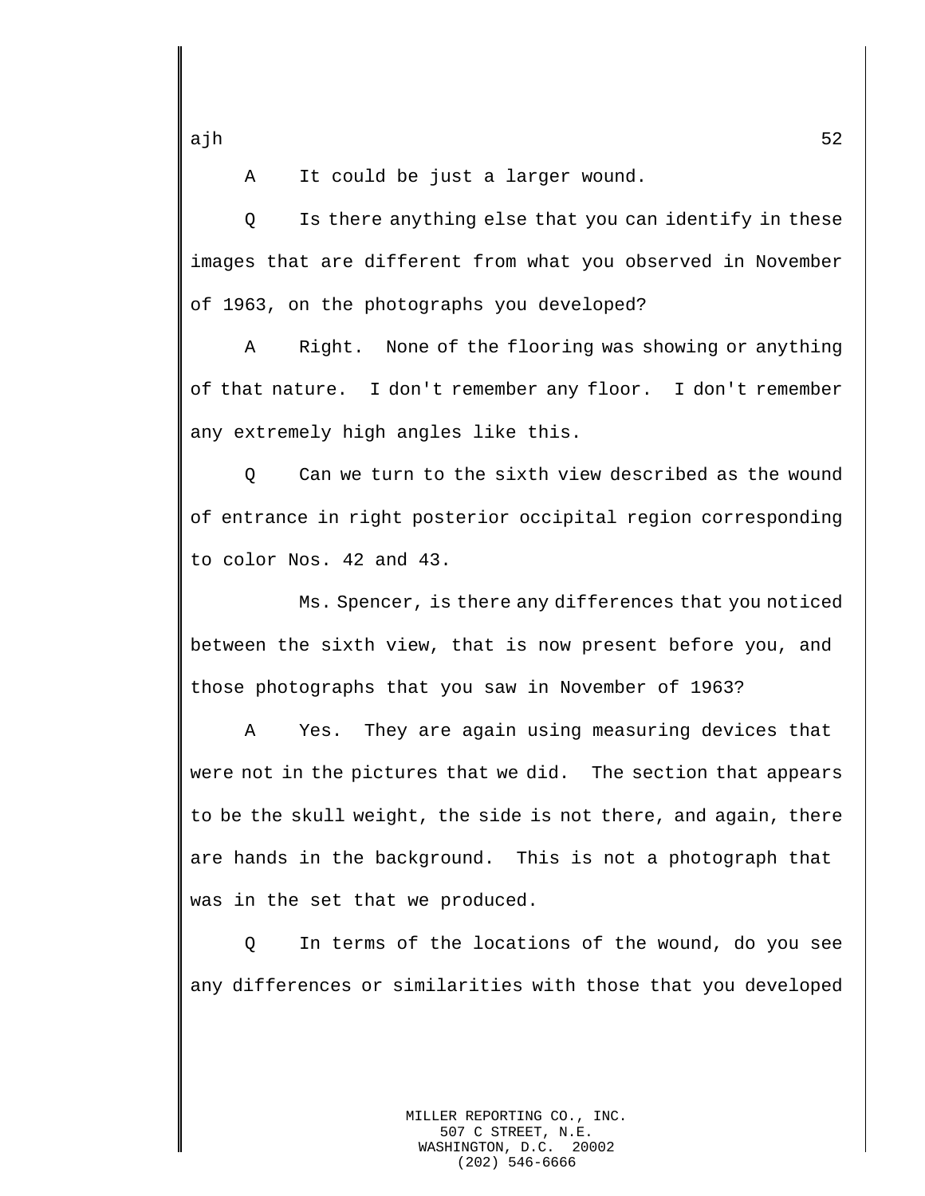A It could be just a larger wound.

Q Is there anything else that you can identify in these images that are different from what you observed in November of 1963, on the photographs you developed?

A Right. None of the flooring was showing or anything of that nature. I don't remember any floor. I don't remember any extremely high angles like this.

Q Can we turn to the sixth view described as the wound of entrance in right posterior occipital region corresponding to color Nos. 42 and 43.

Ms. Spencer, is there any differences that you noticed between the sixth view, that is now present before you, and those photographs that you saw in November of 1963?

A Yes. They are again using measuring devices that were not in the pictures that we did. The section that appears to be the skull weight, the side is not there, and again, there are hands in the background. This is not a photograph that was in the set that we produced.

Q In terms of the locations of the wound, do you see any differences or similarities with those that you developed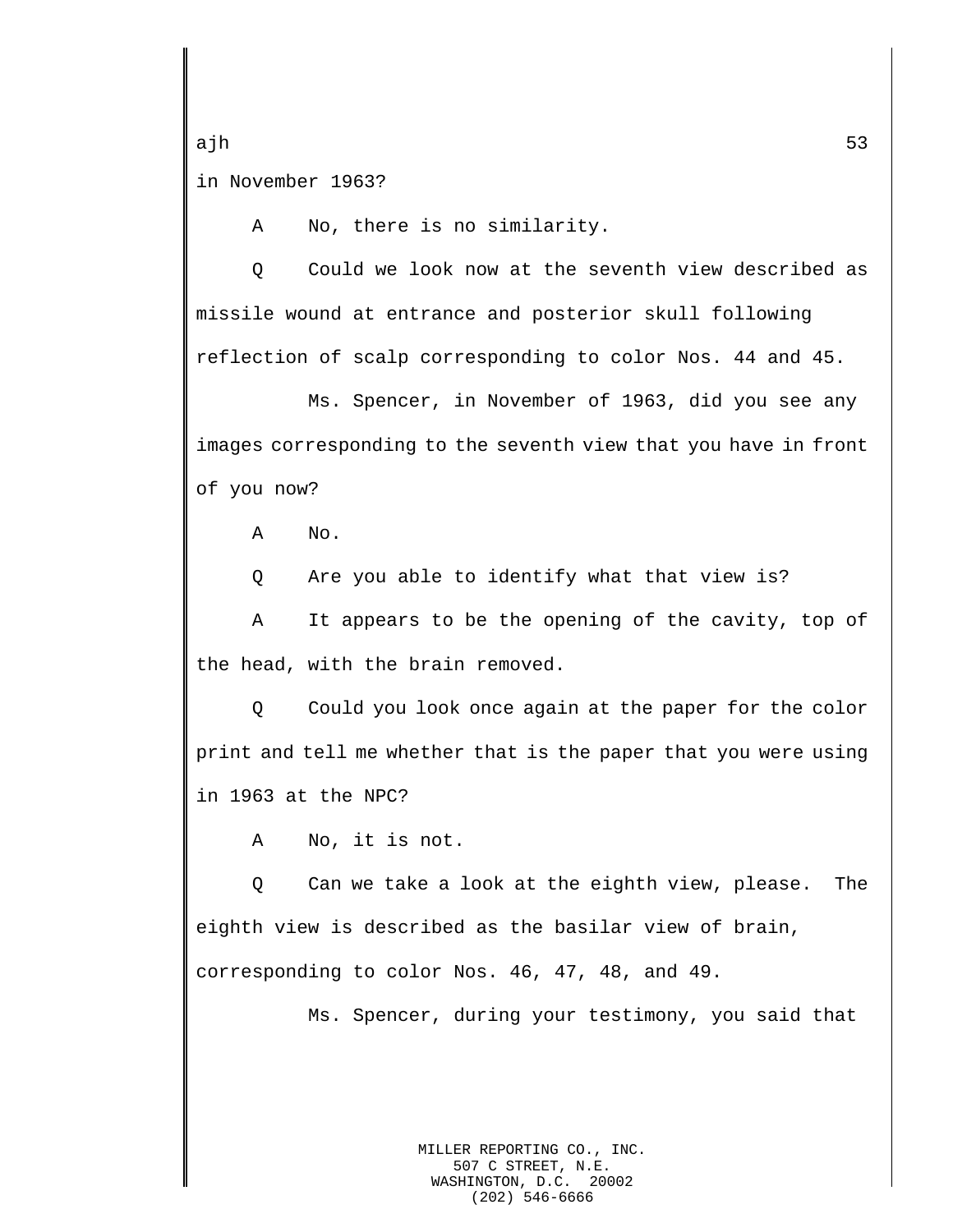in November 1963?

A No, there is no similarity.

Q Could we look now at the seventh view described as missile wound at entrance and posterior skull following reflection of scalp corresponding to color Nos. 44 and 45.

Ms. Spencer, in November of 1963, did you see any images corresponding to the seventh view that you have in front of you now?

A No.

Q Are you able to identify what that view is?

A It appears to be the opening of the cavity, top of the head, with the brain removed.

Q Could you look once again at the paper for the color print and tell me whether that is the paper that you were using in 1963 at the NPC?

A No, it is not.

Q Can we take a look at the eighth view, please. The eighth view is described as the basilar view of brain, corresponding to color Nos. 46, 47, 48, and 49.

Ms. Spencer, during your testimony, you said that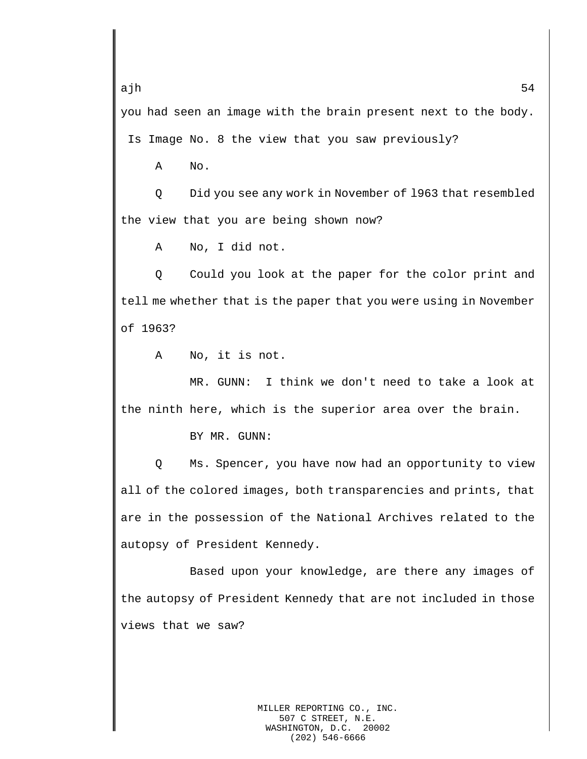you had seen an image with the brain present next to the body. Is Image No. 8 the view that you saw previously?

A No.

Q Did you see any work in November of 1963 that resembled the view that you are being shown now?

A No, I did not.

Q Could you look at the paper for the color print and tell me whether that is the paper that you were using in November of 1963?

A No, it is not.

MR. GUNN: I think we don't need to take a look at the ninth here, which is the superior area over the brain.

BY MR. GUNN:

Q Ms. Spencer, you have now had an opportunity to view all of the colored images, both transparencies and prints, that are in the possession of the National Archives related to the autopsy of President Kennedy.

Based upon your knowledge, are there any images of the autopsy of President Kennedy that are not included in those views that we saw?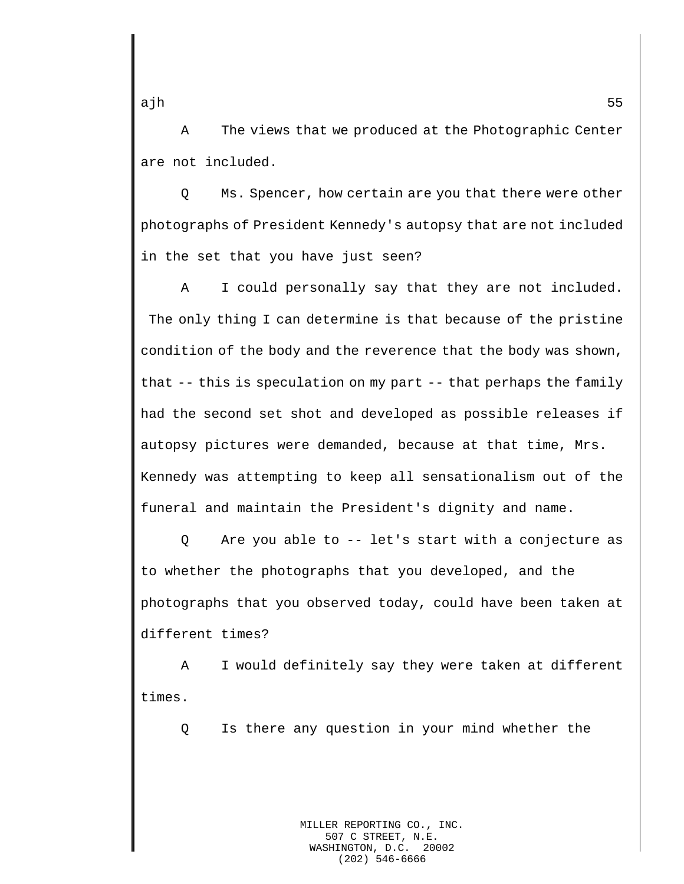A The views that we produced at the Photographic Center are not included.

Q Ms. Spencer, how certain are you that there were other photographs of President Kennedy's autopsy that are not included in the set that you have just seen?

A I could personally say that they are not included. The only thing I can determine is that because of the pristine condition of the body and the reverence that the body was shown, that -- this is speculation on my part -- that perhaps the family had the second set shot and developed as possible releases if autopsy pictures were demanded, because at that time, Mrs. Kennedy was attempting to keep all sensationalism out of the funeral and maintain the President's dignity and name.

Q Are you able to -- let's start with a conjecture as to whether the photographs that you developed, and the photographs that you observed today, could have been taken at different times?

A I would definitely say they were taken at different times.

Q Is there any question in your mind whether the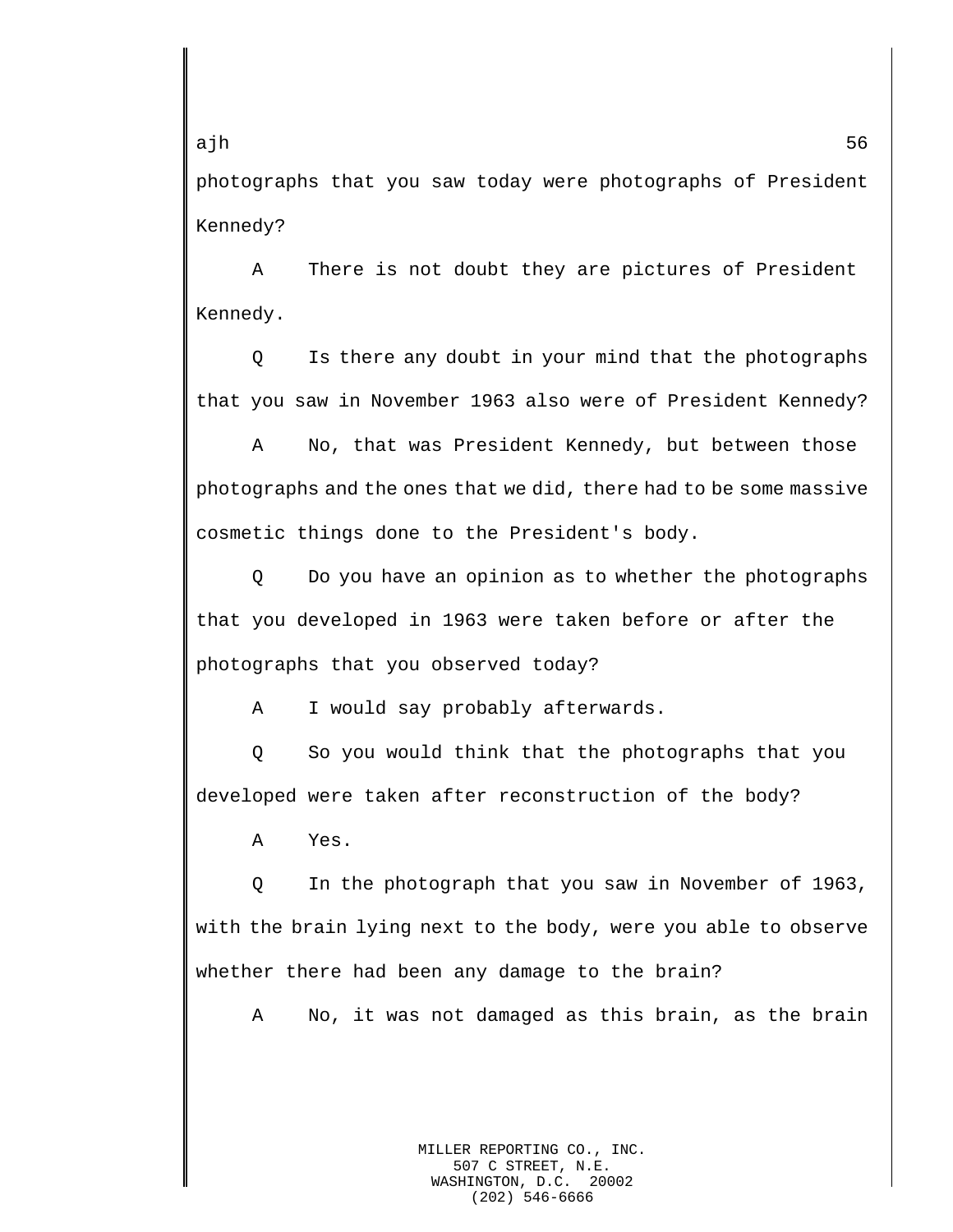photographs that you saw today were photographs of President Kennedy?

A There is not doubt they are pictures of President Kennedy.

Q Is there any doubt in your mind that the photographs that you saw in November 1963 also were of President Kennedy?

A No, that was President Kennedy, but between those photographs and the ones that we did, there had to be some massive cosmetic things done to the President's body.

Q Do you have an opinion as to whether the photographs that you developed in 1963 were taken before or after the photographs that you observed today?

A I would say probably afterwards.

Q So you would think that the photographs that you developed were taken after reconstruction of the body?

A Yes.

Q In the photograph that you saw in November of 1963, with the brain lying next to the body, were you able to observe whether there had been any damage to the brain?

A No, it was not damaged as this brain, as the brain

MILLER REPORTING CO., INC.
507 C STREET, N.E.
WASHINGTON, D.C. 20002
(202) 546-6666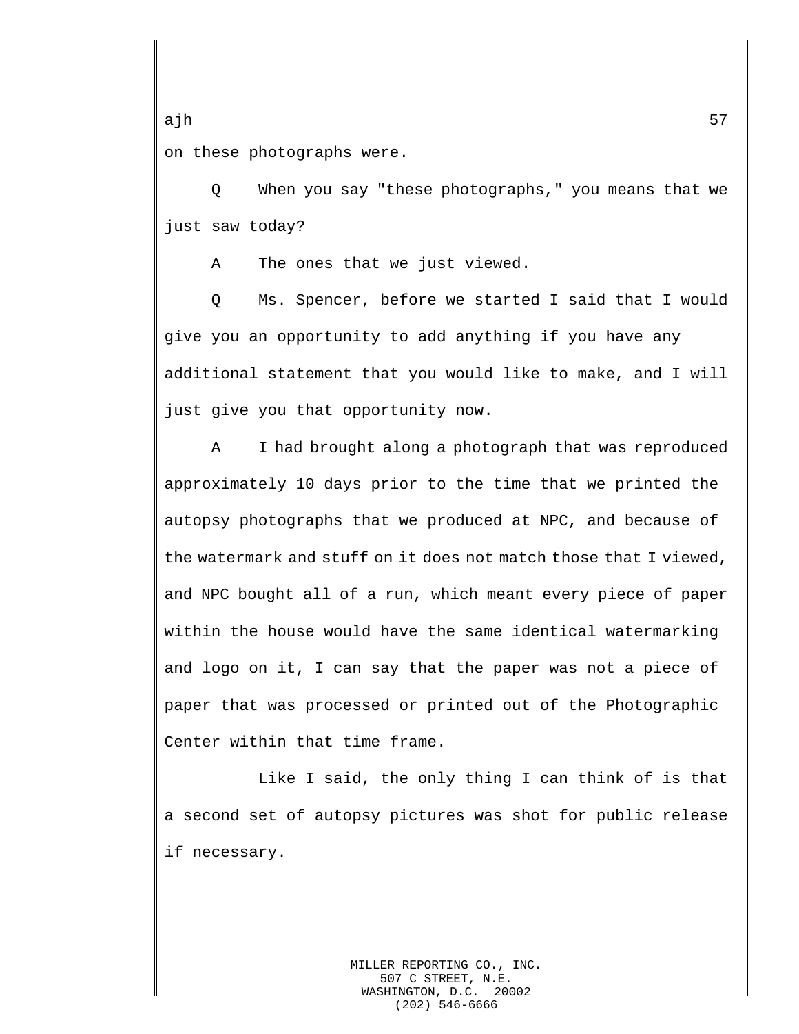on these photographs were.

Q When you say "these photographs," you means that we just saw today?

A The ones that we just viewed.

Q Ms. Spencer, before we started I said that I would give you an opportunity to add anything if you have any additional statement that you would like to make, and I will just give you that opportunity now.

A I had brought along a photograph that was reproduced approximately 10 days prior to the time that we printed the autopsy photographs that we produced at NPC, and because of the watermark and stuff on it does not match those that I viewed, and NPC bought all of a run, which meant every piece of paper within the house would have the same identical watermarking and logo on it, I can say that the paper was not a piece of paper that was processed or printed out of the Photographic Center within that time frame.

Like I said, the only thing I can think of is that a second set of autopsy pictures was shot for public release if necessary.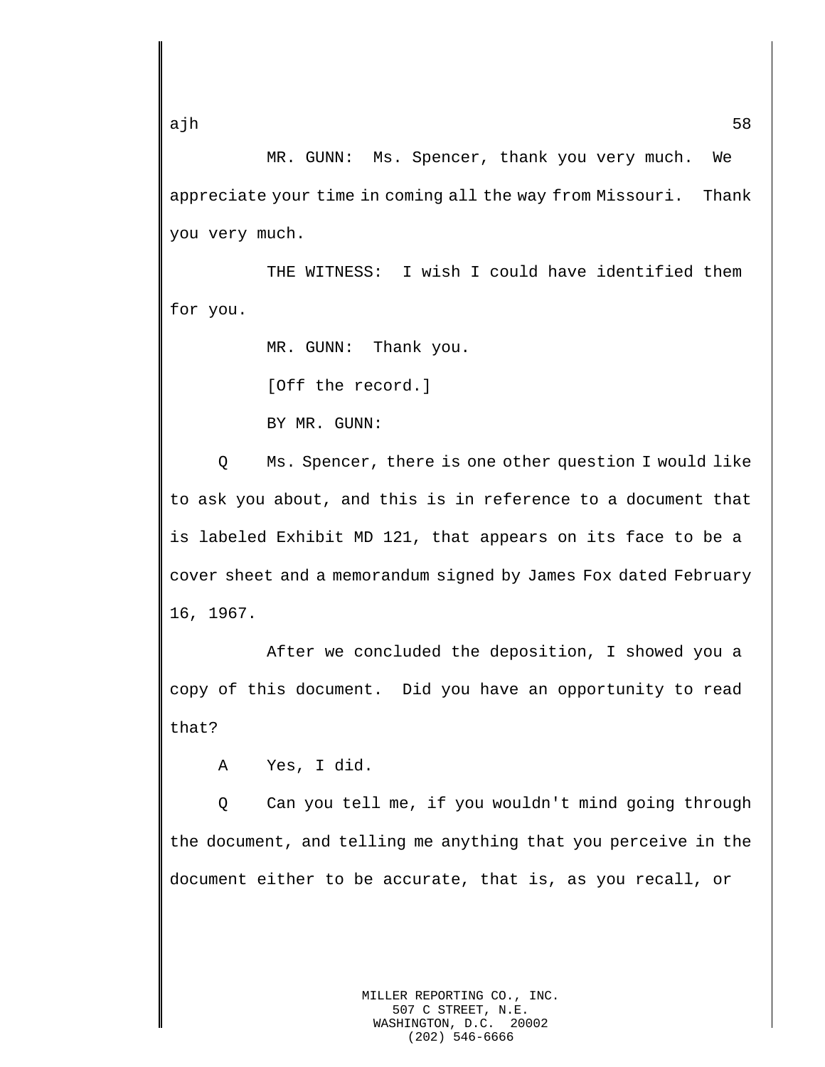MR. GUNN: Ms. Spencer, thank you very much. We appreciate your time in coming all the way from Missouri. Thank you very much.

THE WITNESS: I wish I could have identified them for you.

MR. GUNN: Thank you.

[Off the record.]

BY MR. GUNN:

Q Ms. Spencer, there is one other question I would like to ask you about, and this is in reference to a document that is labeled Exhibit MD 121, that appears on its face to be a cover sheet and a memorandum signed by James Fox dated February 16, 1967.

After we concluded the deposition, I showed you a copy of this document. Did you have an opportunity to read that?

A Yes, I did.

Q Can you tell me, if you wouldn't mind going through the document, and telling me anything that you perceive in the document either to be accurate, that is, as you recall, or

MILLER REPORTING CO., INC.
507 C STREET, N.E.
WASHINGTON, D.C. 20002
(202) 546-6666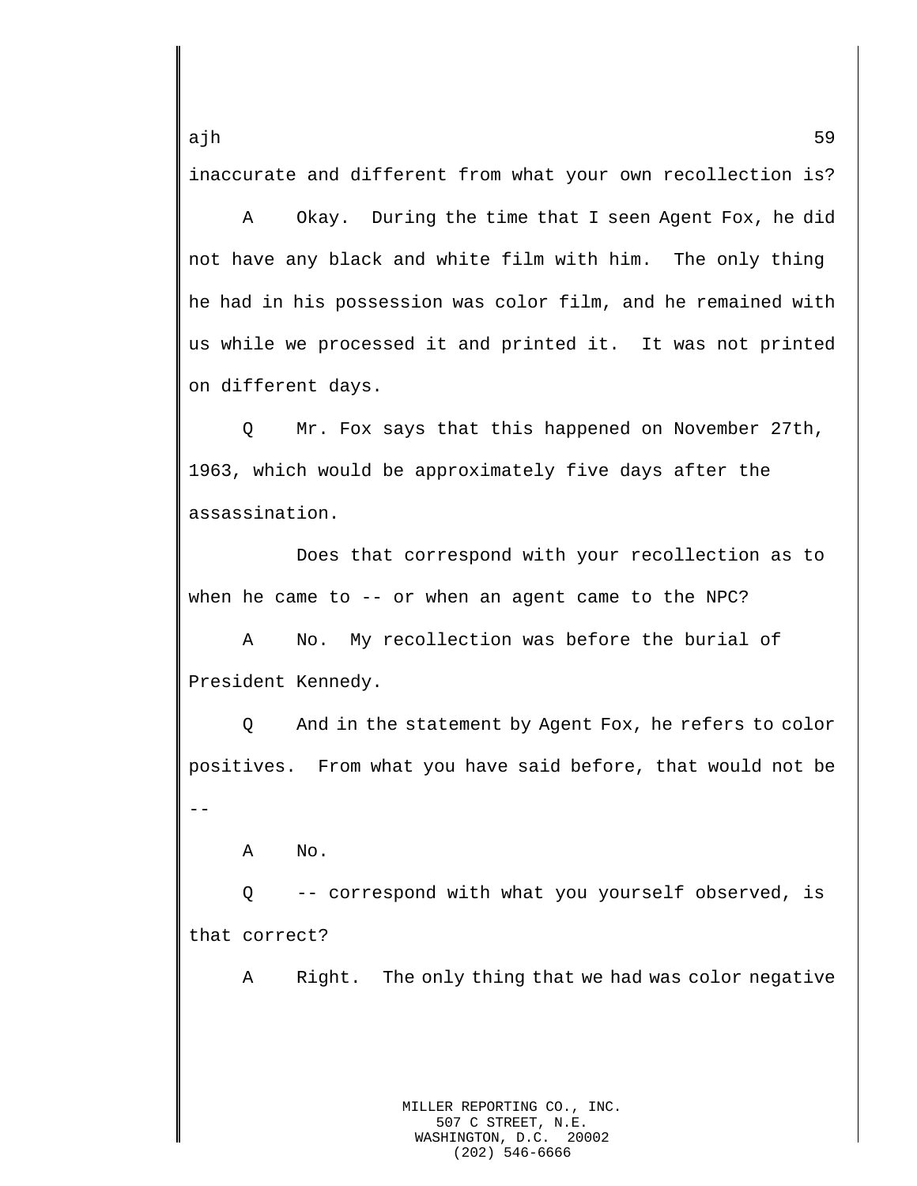inaccurate and different from what your own recollection is?

A Okay. During the time that I seen Agent Fox, he did not have any black and white film with him. The only thing he had in his possession was color film, and he remained with us while we processed it and printed it. It was not printed on different days.

Q Mr. Fox says that this happened on November 27th, 1963, which would be approximately five days after the assassination.

Does that correspond with your recollection as to when he came to -- or when an agent came to the NPC?

A No. My recollection was before the burial of President Kennedy.

Q And in the statement by Agent Fox, he refers to color positives. From what you have said before, that would not be --

A No.

Q -- correspond with what you yourself observed, is that correct?

A Right. The only thing that we had was color negative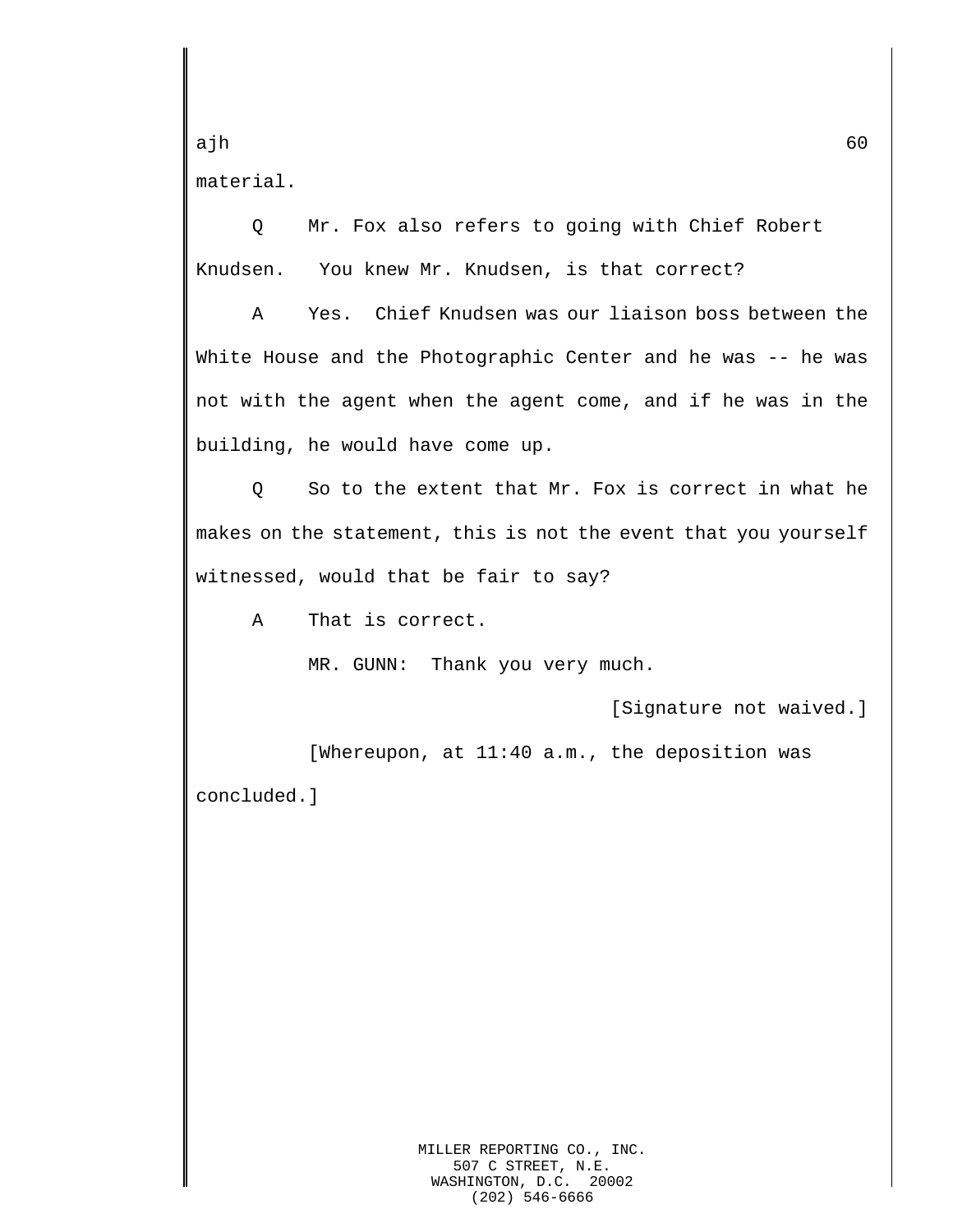material.

Q Mr. Fox also refers to going with Chief Robert Knudsen. You knew Mr. Knudsen, is that correct?

A Yes. Chief Knudsen was our liaison boss between the White House and the Photographic Center and he was -- he was not with the agent when the agent come, and if he was in the building, he would have come up.

Q So to the extent that Mr. Fox is correct in what he makes on the statement, this is not the event that you yourself witnessed, would that be fair to say?

A That is correct.

MR. GUNN: Thank you very much.

[Signature not waived.]

[Whereupon, at 11:40 a.m., the deposition was concluded.]